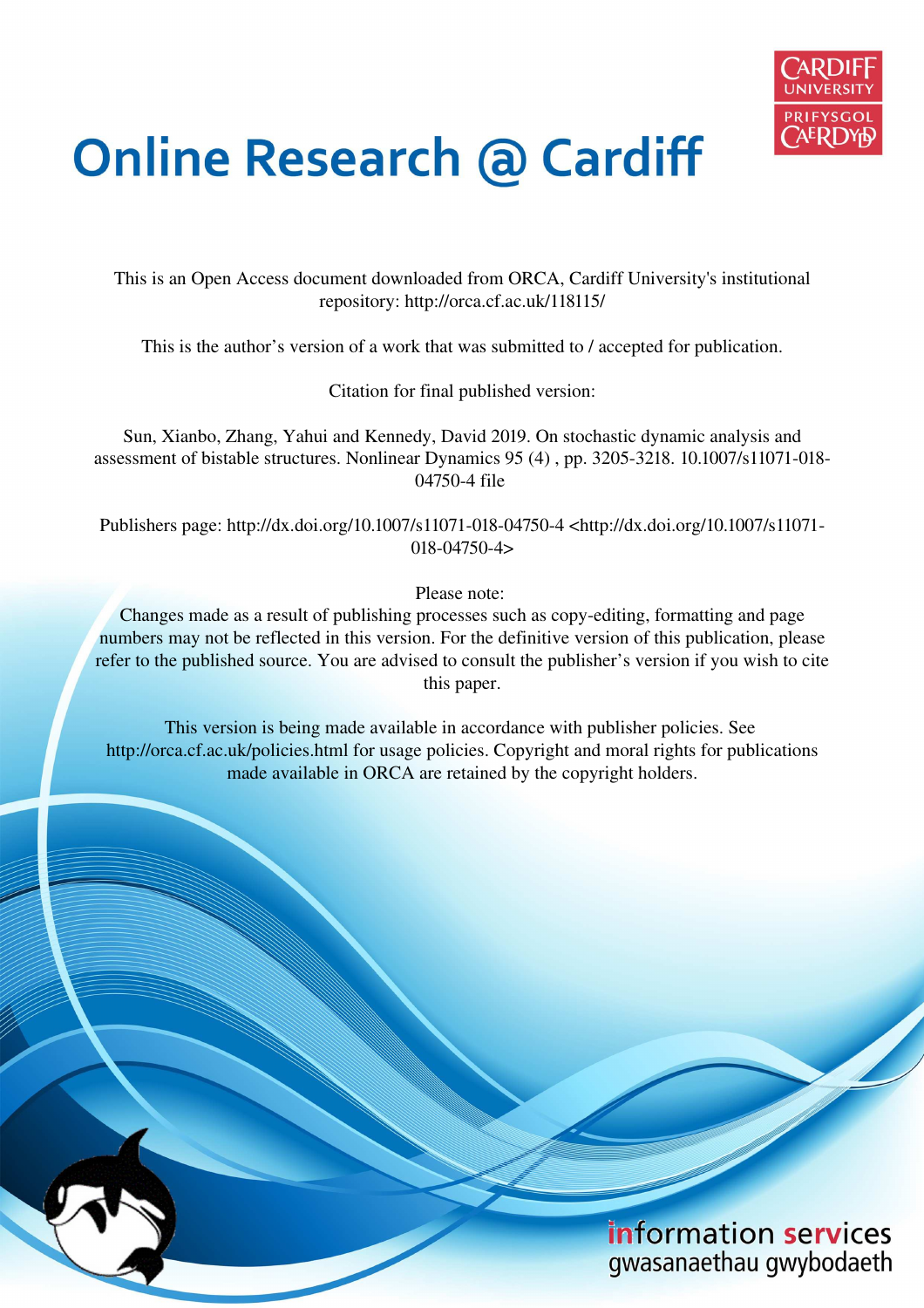# Online Research @ Cardiff

This is an Open Access document downloaded from ORCA, Cardiff University's institutional repository: http://orca.cf.ac.uk/118115/

This is the author's version of a work that was submitted to / accepted for publication.

Citation for final published version:

Sun, Xianbo, Zhang, Yahui and Kennedy, David 2019. On stochastic dynamic analysis and assessment of bistable structures. Nonlinear Dynamics 95 (4) , pp. 3205-3218. 10.1007/s11071-018-04750-4 file

Publishers page: http://dx.doi.org/10.1007/s11071-018-04750-4 <http://dx.doi.org/10.1007/s11071-018-04750-4>

Please note:
Changes made as a result of publishing processes such as copy-editing, formatting and page numbers may not be reflected in this version. For the definitive version of this publication, please refer to the published source. You are advised to consult the publisher's version if you wish to cite this paper.

This version is being made available in accordance with publisher policies. See http://orca.cf.ac.uk/policies.html for usage policies. Copyright and moral rights for publications made available in ORCA are retained by the copyright holders.

information services
gwasanaethau gwybodaeth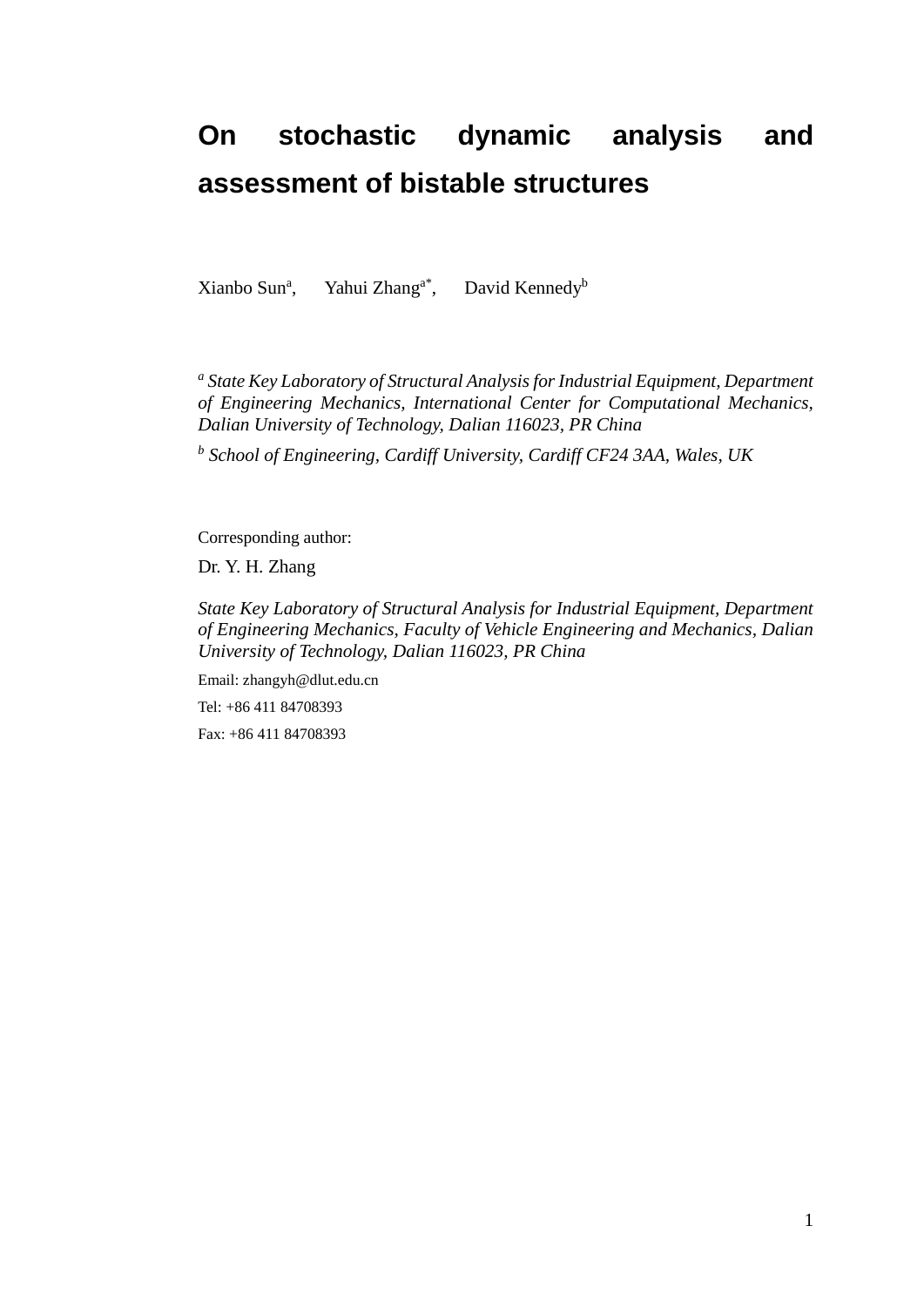# On stochastic dynamic analysis and assessment of bistable structures

Xianbo Sun[a], Yahui Zhang[a*], David Kennedy[b]

*[a] State Key Laboratory of Structural Analysis for Industrial Equipment, Department of Engineering Mechanics, International Center for Computational Mechanics, Dalian University of Technology, Dalian 116023, PR China*

*[b] School of Engineering, Cardiff University, Cardiff CF24 3AA, Wales, UK*

Corresponding author:

Dr. Y. H. Zhang

*State Key Laboratory of Structural Analysis for Industrial Equipment, Department of Engineering Mechanics, Faculty of Vehicle Engineering and Mechanics, Dalian University of Technology, Dalian 116023, PR China*

Email: zhangyh@dlut.edu.cn

Tel: +86 411 84708393

Fax: +86 411 84708393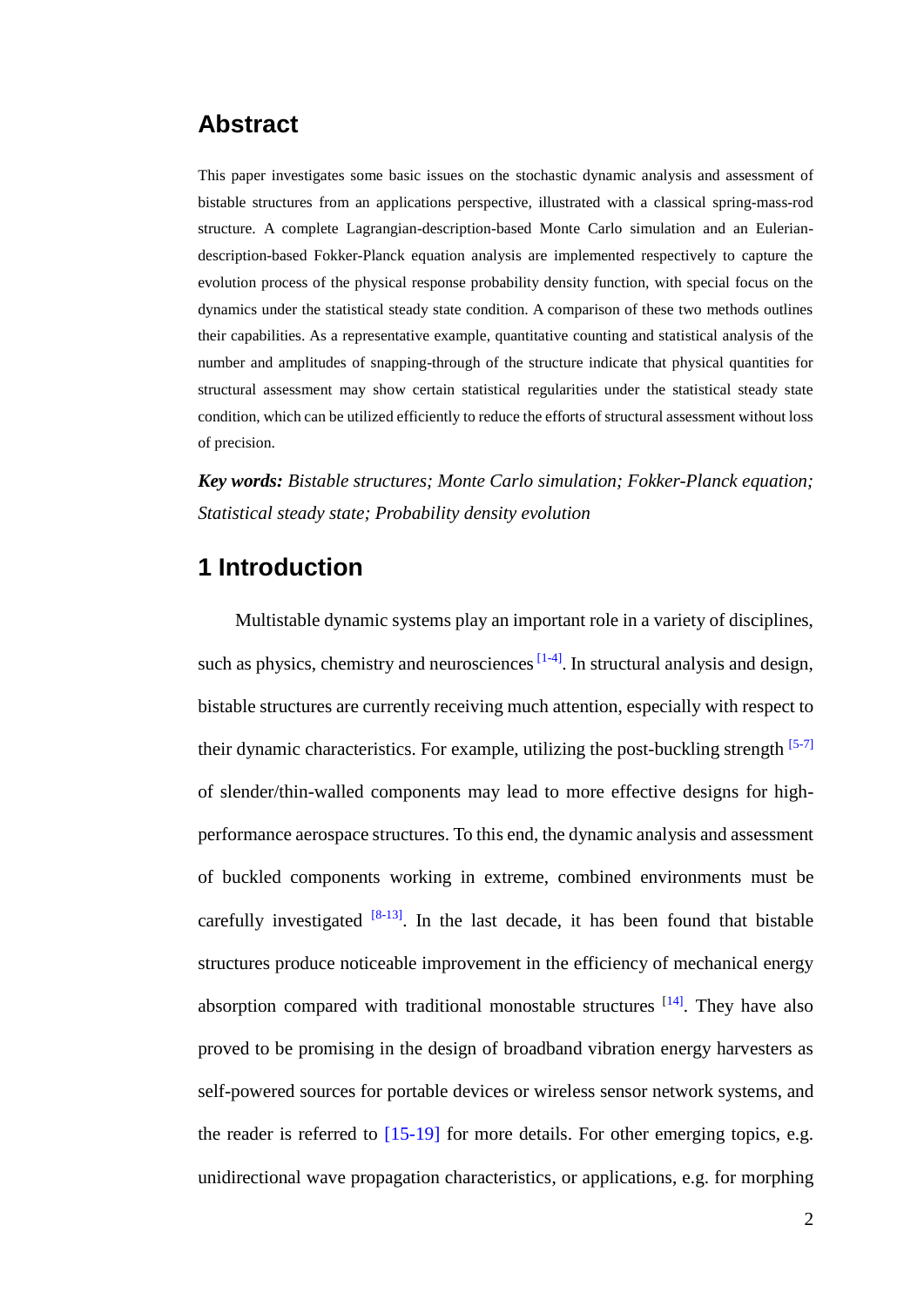## Abstract

This paper investigates some basic issues on the stochastic dynamic analysis and assessment of bistable structures from an applications perspective, illustrated with a classical spring-mass-rod structure. A complete Lagrangian-description-based Monte Carlo simulation and an Eulerian-description-based Fokker-Planck equation analysis are implemented respectively to capture the evolution process of the physical response probability density function, with special focus on the dynamics under the statistical steady state condition. A comparison of these two methods outlines their capabilities. As a representative example, quantitative counting and statistical analysis of the number and amplitudes of snapping-through of the structure indicate that physical quantities for structural assessment may show certain statistical regularities under the statistical steady state condition, which can be utilized efficiently to reduce the efforts of structural assessment without loss of precision.

***Key words:*** *Bistable structures; Monte Carlo simulation; Fokker-Planck equation; Statistical steady state; Probability density evolution*

## 1 Introduction

Multistable dynamic systems play an important role in a variety of disciplines, such as physics, chemistry and neurosciences [1-4]. In structural analysis and design, bistable structures are currently receiving much attention, especially with respect to their dynamic characteristics. For example, utilizing the post-buckling strength [5-7] of slender/thin-walled components may lead to more effective designs for high-performance aerospace structures. To this end, the dynamic analysis and assessment of buckled components working in extreme, combined environments must be carefully investigated [8-13]. In the last decade, it has been found that bistable structures produce noticeable improvement in the efficiency of mechanical energy absorption compared with traditional monostable structures [14]. They have also proved to be promising in the design of broadband vibration energy harvesters as self-powered sources for portable devices or wireless sensor network systems, and the reader is referred to [15-19] for more details. For other emerging topics, e.g. unidirectional wave propagation characteristics, or applications, e.g. for morphing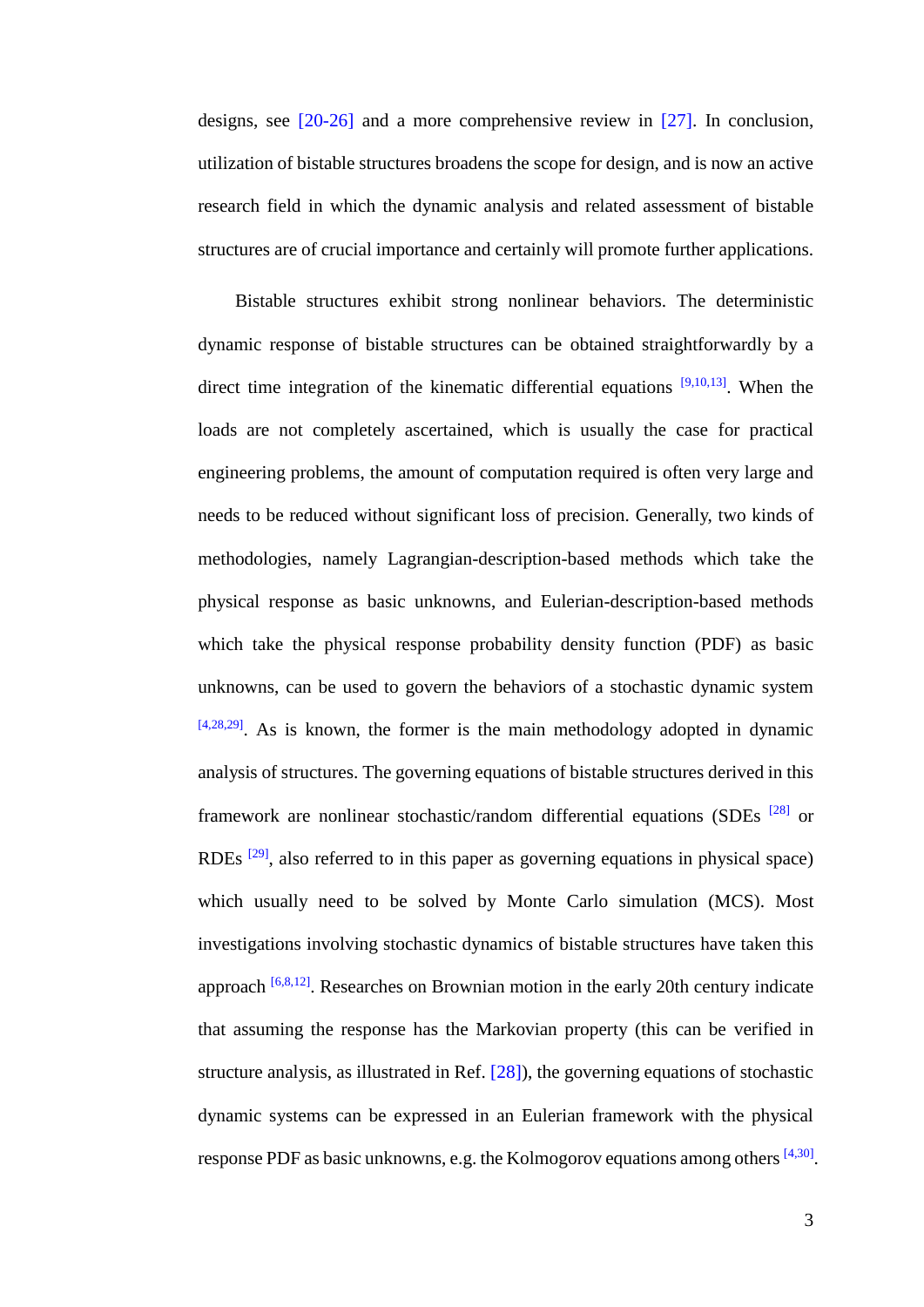designs, see [20-26] and a more comprehensive review in [27]. In conclusion, utilization of bistable structures broadens the scope for design, and is now an active research field in which the dynamic analysis and related assessment of bistable structures are of crucial importance and certainly will promote further applications.

Bistable structures exhibit strong nonlinear behaviors. The deterministic dynamic response of bistable structures can be obtained straightforwardly by a direct time integration of the kinematic differential equations [9,10,13]. When the loads are not completely ascertained, which is usually the case for practical engineering problems, the amount of computation required is often very large and needs to be reduced without significant loss of precision. Generally, two kinds of methodologies, namely Lagrangian-description-based methods which take the physical response as basic unknowns, and Eulerian-description-based methods which take the physical response probability density function (PDF) as basic unknowns, can be used to govern the behaviors of a stochastic dynamic system [4,28,29]. As is known, the former is the main methodology adopted in dynamic analysis of structures. The governing equations of bistable structures derived in this framework are nonlinear stochastic/random differential equations (SDEs [28] or RDEs [29], also referred to in this paper as governing equations in physical space) which usually need to be solved by Monte Carlo simulation (MCS). Most investigations involving stochastic dynamics of bistable structures have taken this approach [6,8,12]. Researches on Brownian motion in the early 20th century indicate that assuming the response has the Markovian property (this can be verified in structure analysis, as illustrated in Ref. [28]), the governing equations of stochastic dynamic systems can be expressed in an Eulerian framework with the physical response PDF as basic unknowns, e.g. the Kolmogorov equations among others [4,30].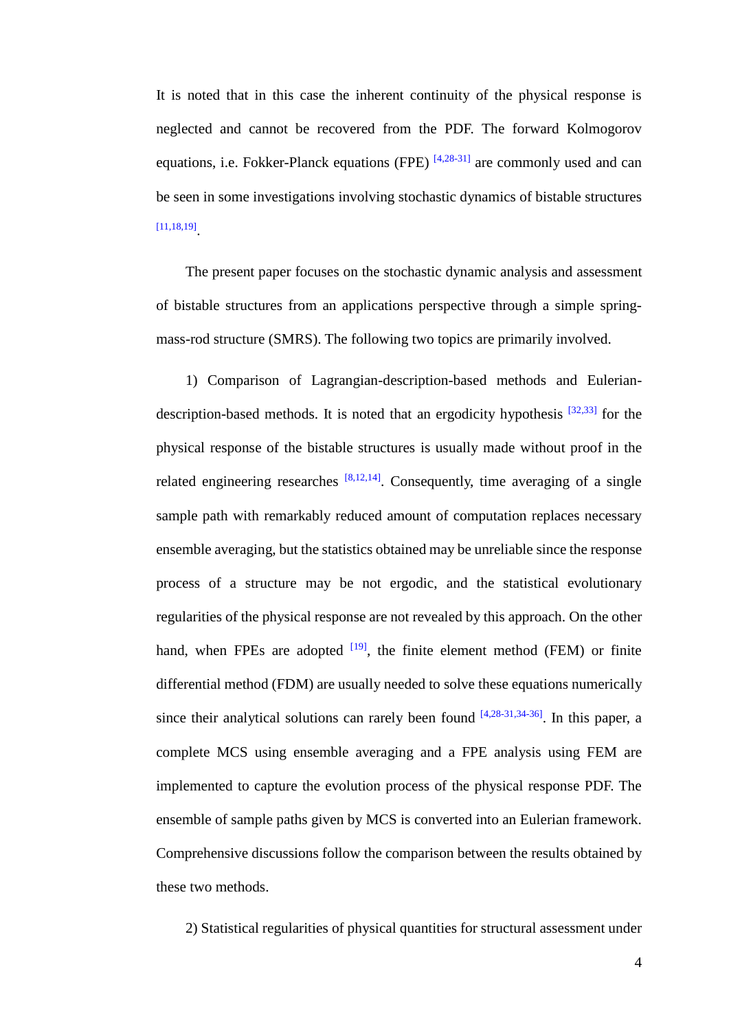It is noted that in this case the inherent continuity of the physical response is neglected and cannot be recovered from the PDF. The forward Kolmogorov equations, i.e. Fokker-Planck equations (FPE) [4,28-31] are commonly used and can be seen in some investigations involving stochastic dynamics of bistable structures [11,18,19].

The present paper focuses on the stochastic dynamic analysis and assessment of bistable structures from an applications perspective through a simple spring-mass-rod structure (SMRS). The following two topics are primarily involved.

1) Comparison of Lagrangian-description-based methods and Eulerian-description-based methods. It is noted that an ergodicity hypothesis [32,33] for the physical response of the bistable structures is usually made without proof in the related engineering researches [8,12,14]. Consequently, time averaging of a single sample path with remarkably reduced amount of computation replaces necessary ensemble averaging, but the statistics obtained may be unreliable since the response process of a structure may be not ergodic, and the statistical evolutionary regularities of the physical response are not revealed by this approach. On the other hand, when FPEs are adopted [19], the finite element method (FEM) or finite differential method (FDM) are usually needed to solve these equations numerically since their analytical solutions can rarely been found [4,28-31,34-36]. In this paper, a complete MCS using ensemble averaging and a FPE analysis using FEM are implemented to capture the evolution process of the physical response PDF. The ensemble of sample paths given by MCS is converted into an Eulerian framework. Comprehensive discussions follow the comparison between the results obtained by these two methods.

2) Statistical regularities of physical quantities for structural assessment under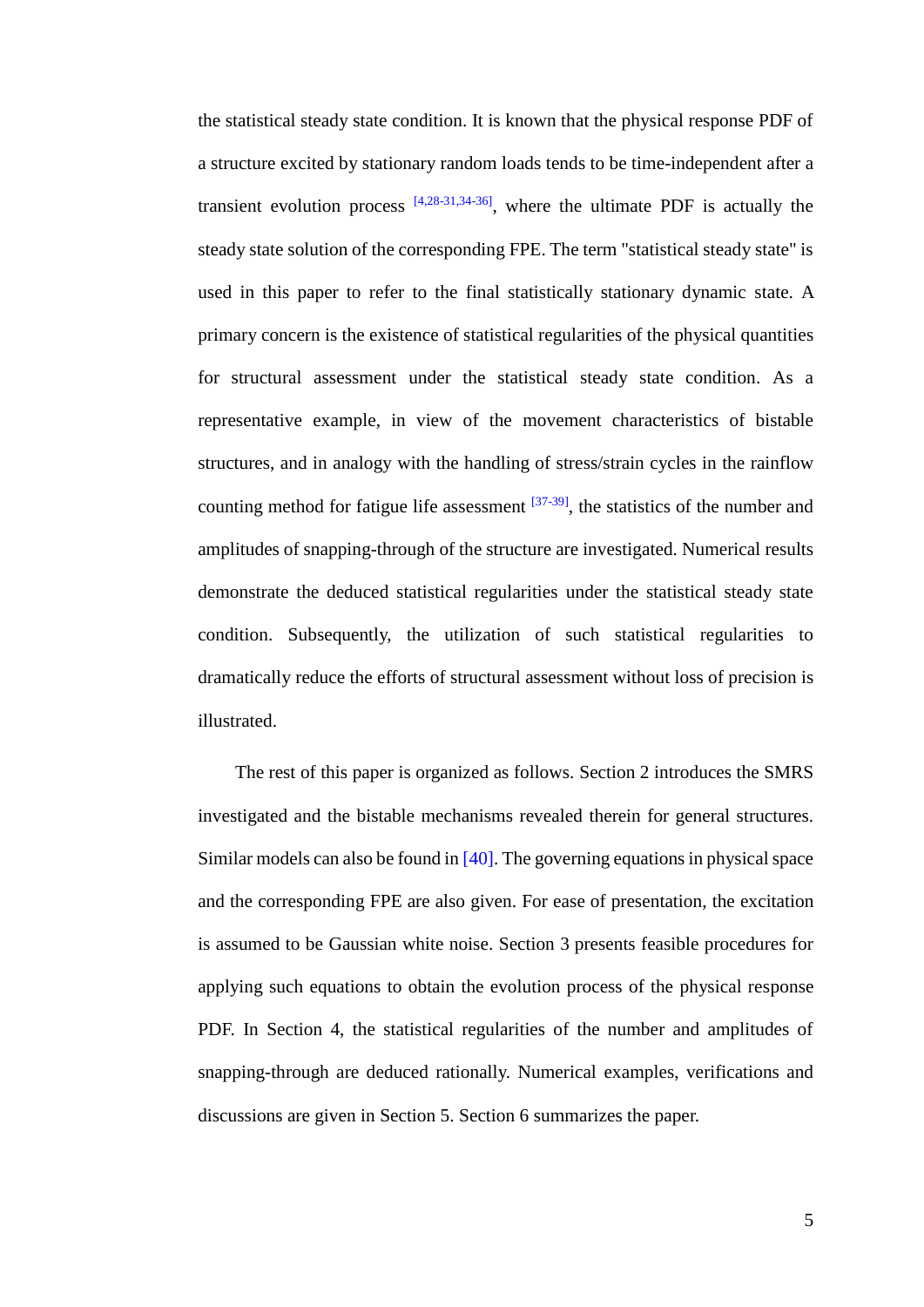the statistical steady state condition. It is known that the physical response PDF of a structure excited by stationary random loads tends to be time-independent after a transient evolution process [4,28-31,34-36], where the ultimate PDF is actually the steady state solution of the corresponding FPE. The term "statistical steady state" is used in this paper to refer to the final statistically stationary dynamic state. A primary concern is the existence of statistical regularities of the physical quantities for structural assessment under the statistical steady state condition. As a representative example, in view of the movement characteristics of bistable structures, and in analogy with the handling of stress/strain cycles in the rainflow counting method for fatigue life assessment [37-39], the statistics of the number and amplitudes of snapping-through of the structure are investigated. Numerical results demonstrate the deduced statistical regularities under the statistical steady state condition. Subsequently, the utilization of such statistical regularities to dramatically reduce the efforts of structural assessment without loss of precision is illustrated.

The rest of this paper is organized as follows. Section 2 introduces the SMRS investigated and the bistable mechanisms revealed therein for general structures. Similar models can also be found in [40]. The governing equations in physical space and the corresponding FPE are also given. For ease of presentation, the excitation is assumed to be Gaussian white noise. Section 3 presents feasible procedures for applying such equations to obtain the evolution process of the physical response PDF. In Section 4, the statistical regularities of the number and amplitudes of snapping-through are deduced rationally. Numerical examples, verifications and discussions are given in Section 5. Section 6 summarizes the paper.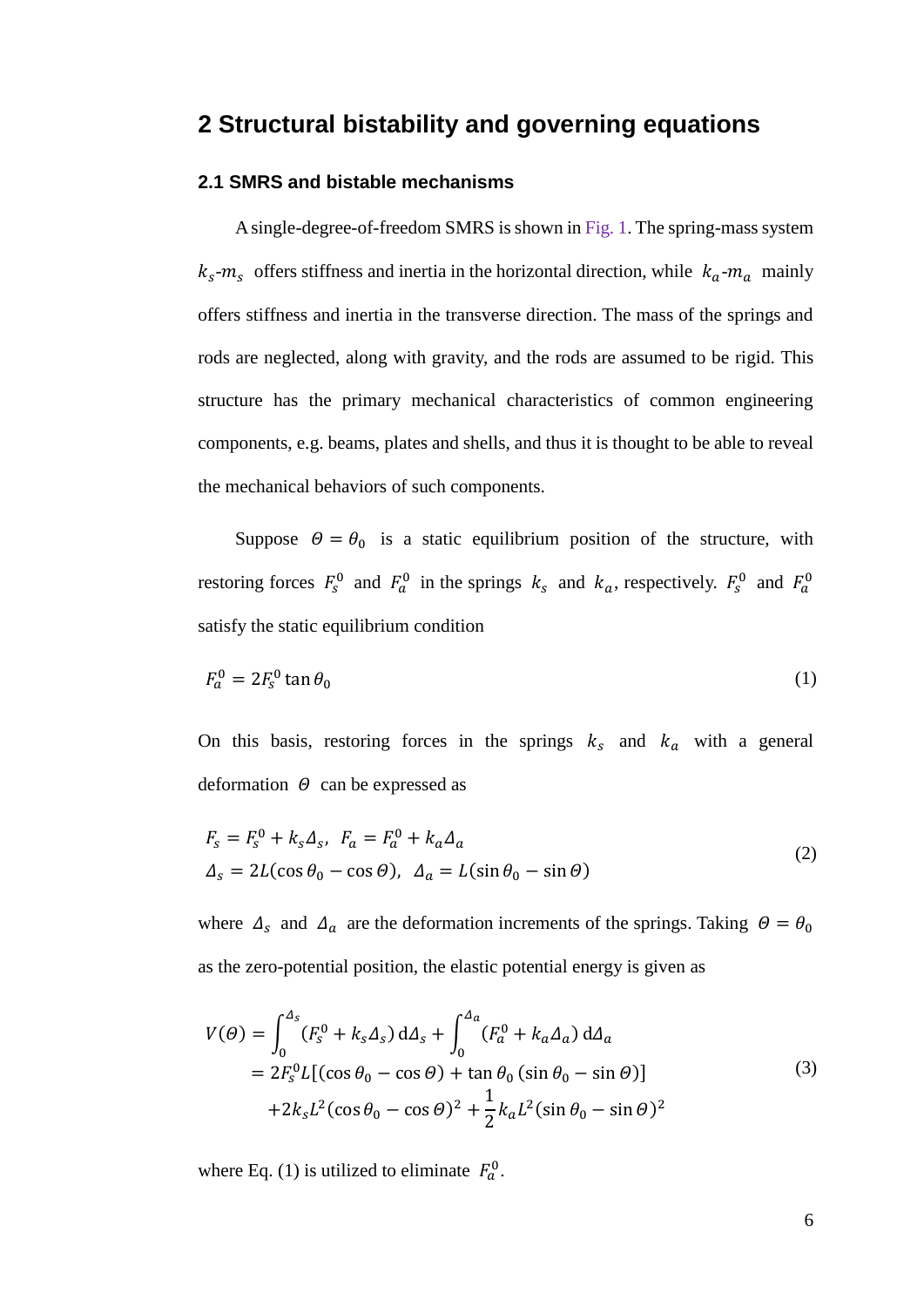## 2 Structural bistability and governing equations

### 2.1 SMRS and bistable mechanisms

A single-degree-of-freedom SMRS is shown in Fig. 1. The spring-mass system $k_s$-$m_s$ offers stiffness and inertia in the horizontal direction, while $k_a$-$m_a$ mainly offers stiffness and inertia in the transverse direction. The mass of the springs and rods are neglected, along with gravity, and the rods are assumed to be rigid. This structure has the primary mechanical characteristics of common engineering components, e.g. beams, plates and shells, and thus it is thought to be able to reveal the mechanical behaviors of such components.

Suppose $\Theta = \theta_0$ is a static equilibrium position of the structure, with restoring forces $F_s^0$ and $F_a^0$ in the springs $k_s$ and $k_a$, respectively. $F_s^0$ and $F_a^0$ satisfy the static equilibrium condition

$$F_a^0 = 2F_s^0 \tan\theta_0 \tag{1}$$

On this basis, restoring forces in the springs $k_s$ and $k_a$ with a general deformation $\Theta$ can be expressed as

$$\begin{aligned} &F_s = F_s^0 + k_s \varDelta_s, \;\; F_a = F_a^0 + k_a \varDelta_a \\ &\varDelta_s = 2L(\cos\theta_0 - \cos\Theta), \;\; \varDelta_a = L(\sin\theta_0 - \sin\Theta) \end{aligned} \tag{2}$$

where $\varDelta_s$ and $\varDelta_a$ are the deformation increments of the springs. Taking $\Theta = \theta_0$ as the zero-potential position, the elastic potential energy is given as

$$\begin{aligned} V(\Theta) &= \int_0^{\varDelta_s} (F_s^0 + k_s \varDelta_s)\,\mathrm{d}\varDelta_s + \int_0^{\varDelta_a} (F_a^0 + k_a \varDelta_a)\,\mathrm{d}\varDelta_a \\ &= 2F_s^0 L[(\cos\theta_0 - \cos\Theta) + \tan\theta_0(\sin\theta_0 - \sin\Theta)] \\ &\quad + 2k_s L^2 (\cos\theta_0 - \cos\Theta)^2 + \frac{1}{2} k_a L^2 (\sin\theta_0 - \sin\Theta)^2 \end{aligned} \tag{3}$$

where Eq. (1) is utilized to eliminate $F_a^0$.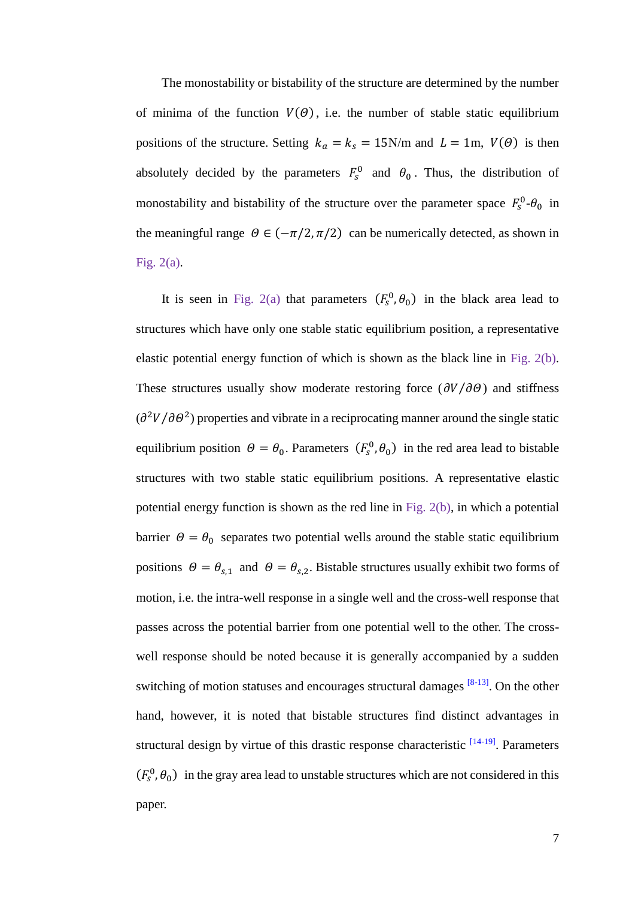The monostability or bistability of the structure are determined by the number of minima of the function $V(\Theta)$, i.e. the number of stable static equilibrium positions of the structure. Setting $k_a = k_s = 15\text{N/m}$ and $L = 1\text{m}$, $V(\Theta)$ is then absolutely decided by the parameters $F_s^0$ and $\theta_0$. Thus, the distribution of monostability and bistability of the structure over the parameter space $F_s^0$-$\theta_0$ in the meaningful range $\Theta \in (-\pi/2, \pi/2)$ can be numerically detected, as shown in Fig. 2(a).

It is seen in Fig. 2(a) that parameters $(F_s^0, \theta_0)$ in the black area lead to structures which have only one stable static equilibrium position, a representative elastic potential energy function of which is shown as the black line in Fig. 2(b). These structures usually show moderate restoring force $(\partial V/\partial \Theta)$ and stiffness $(\partial^2 V/\partial \Theta^2)$ properties and vibrate in a reciprocating manner around the single static equilibrium position $\Theta = \theta_0$. Parameters $(F_s^0, \theta_0)$ in the red area lead to bistable structures with two stable static equilibrium positions. A representative elastic potential energy function is shown as the red line in Fig. 2(b), in which a potential barrier $\Theta = \theta_0$ separates two potential wells around the stable static equilibrium positions $\Theta = \theta_{s,1}$ and $\Theta = \theta_{s,2}$. Bistable structures usually exhibit two forms of motion, i.e. the intra-well response in a single well and the cross-well response that passes across the potential barrier from one potential well to the other. The cross-well response should be noted because it is generally accompanied by a sudden switching of motion statuses and encourages structural damages [8-13]. On the other hand, however, it is noted that bistable structures find distinct advantages in structural design by virtue of this drastic response characteristic [14-19]. Parameters $(F_s^0, \theta_0)$ in the gray area lead to unstable structures which are not considered in this paper.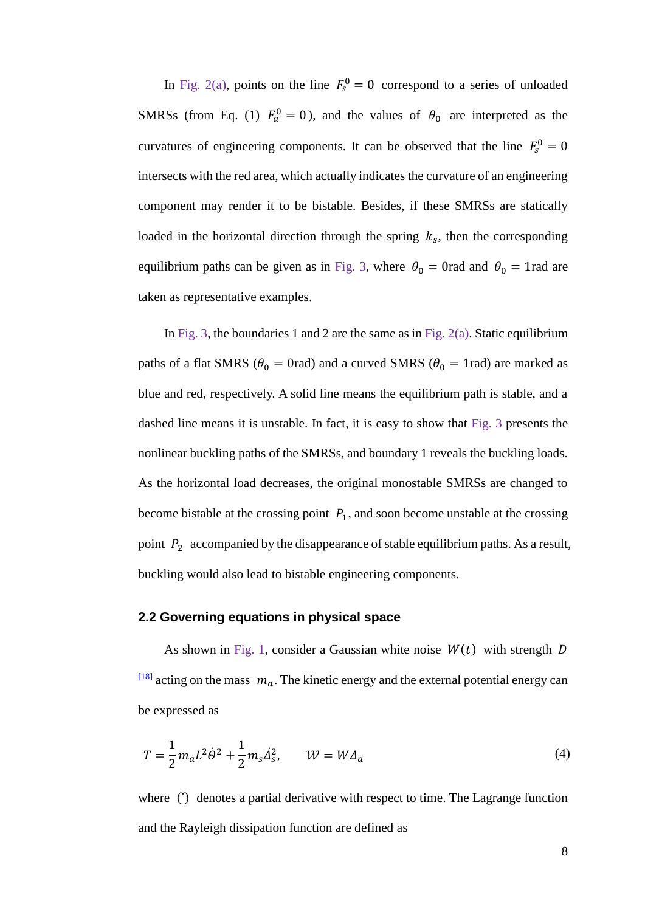In Fig. 2(a), points on the line $F_s^0 = 0$ correspond to a series of unloaded SMRSs (from Eq. (1) $F_a^0 = 0$), and the values of $\theta_0$ are interpreted as the curvatures of engineering components. It can be observed that the line $F_s^0 = 0$ intersects with the red area, which actually indicates the curvature of an engineering component may render it to be bistable. Besides, if these SMRSs are statically loaded in the horizontal direction through the spring $k_s$, then the corresponding equilibrium paths can be given as in Fig. 3, where $\theta_0 = 0\text{rad}$ and $\theta_0 = 1\text{rad}$ are taken as representative examples.

In Fig. 3, the boundaries 1 and 2 are the same as in Fig. 2(a). Static equilibrium paths of a flat SMRS ($\theta_0 = 0\text{rad}$) and a curved SMRS ($\theta_0 = 1\text{rad}$) are marked as blue and red, respectively. A solid line means the equilibrium path is stable, and a dashed line means it is unstable. In fact, it is easy to show that Fig. 3 presents the nonlinear buckling paths of the SMRSs, and boundary 1 reveals the buckling loads. As the horizontal load decreases, the original monostable SMRSs are changed to become bistable at the crossing point $P_1$, and soon become unstable at the crossing point $P_2$ accompanied by the disappearance of stable equilibrium paths. As a result, buckling would also lead to bistable engineering components.

## 2.2 Governing equations in physical space

As shown in Fig. 1, consider a Gaussian white noise $W(t)$ with strength $D$ [18] acting on the mass $m_a$. The kinetic energy and the external potential energy can be expressed as

$$T = \frac{1}{2} m_a L^2 \dot{\theta}^2 + \frac{1}{2} m_s \dot{\Delta}_s^2, \qquad \mathcal{W} = W \Delta_a \tag{4}$$

where $(\dot{\ })$ denotes a partial derivative with respect to time. The Lagrange function and the Rayleigh dissipation function are defined as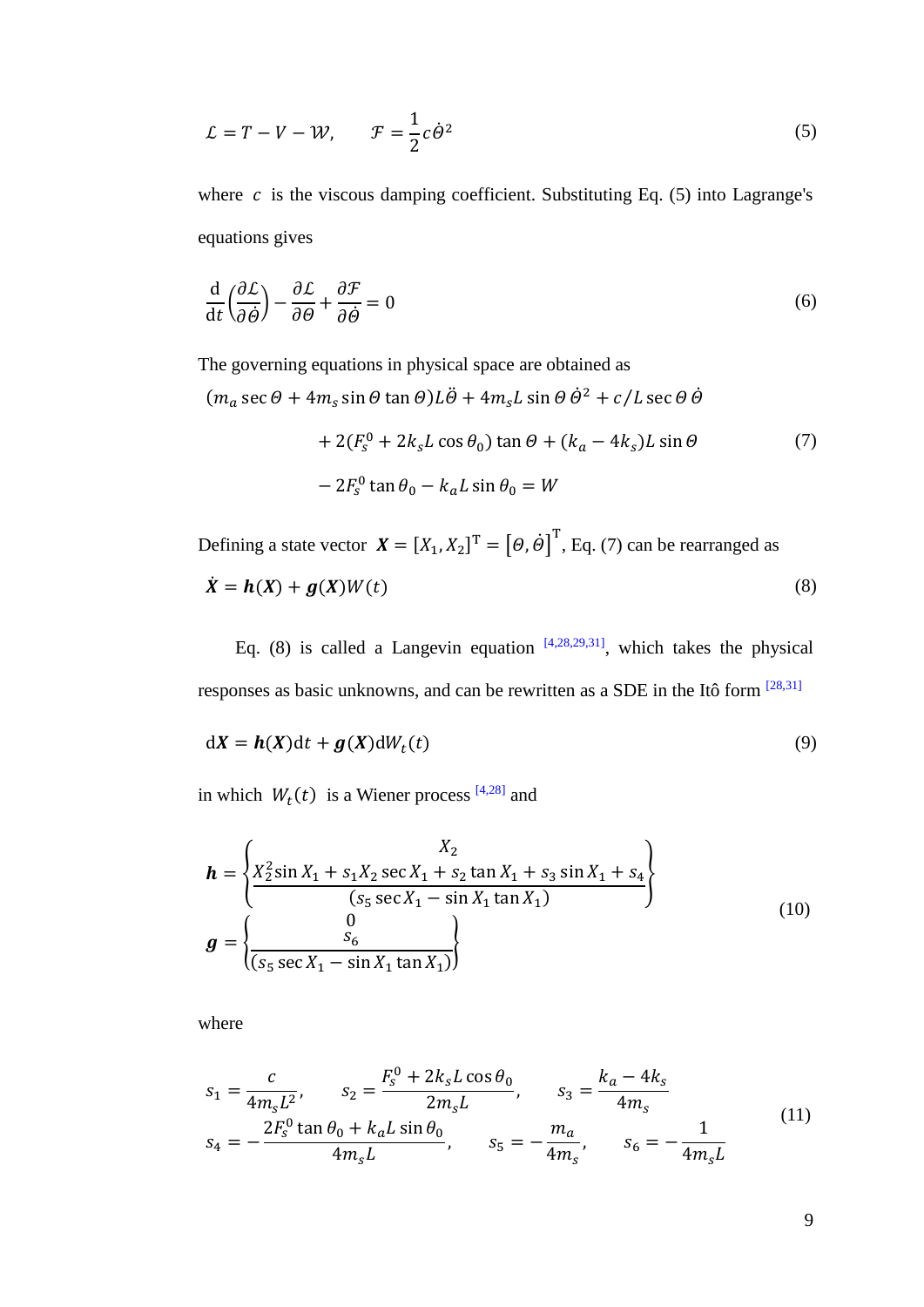$$\mathcal{L} = T - V - \mathcal{W}, \qquad \mathcal{F} = \frac{1}{2} c \dot{\Theta}^2 \tag{5}$$

where $c$ is the viscous damping coefficient. Substituting Eq. (5) into Lagrange's equations gives

$$\frac{\mathrm{d}}{\mathrm{d}t}\left(\frac{\partial \mathcal{L}}{\partial \dot{\Theta}}\right) - \frac{\partial \mathcal{L}}{\partial \Theta} + \frac{\partial \mathcal{F}}{\partial \dot{\Theta}} = 0 \tag{6}$$

The governing equations in physical space are obtained as

$$\begin{aligned}
&(m_a \sec\Theta + 4m_s \sin\Theta \tan\Theta)L\ddot{\Theta} + 4m_s L \sin\Theta\, \dot{\Theta}^2 + c/L \sec\Theta\, \dot{\Theta} \\
&\qquad + 2(F_s^0 + 2k_s L \cos\theta_0)\tan\Theta + (k_a - 4k_s)L\sin\Theta \\
&\qquad - 2F_s^0 \tan\theta_0 - k_a L \sin\theta_0 = W
\end{aligned} \tag{7}$$

Defining a state vector $\boldsymbol{X} = [X_1, X_2]^{\mathrm{T}} = \left[\Theta, \dot{\Theta}\right]^{\mathrm{T}}$, Eq. (7) can be rearranged as

$$\dot{\boldsymbol{X}} = \boldsymbol{h}(\boldsymbol{X}) + \boldsymbol{g}(\boldsymbol{X})W(t) \tag{8}$$

Eq. (8) is called a Langevin equation [4,28,29,31], which takes the physical responses as basic unknowns, and can be rewritten as a SDE in the Itô form [28,31]

$$\mathrm{d}\boldsymbol{X} = \boldsymbol{h}(\boldsymbol{X})\mathrm{d}t + \boldsymbol{g}(\boldsymbol{X})\mathrm{d}W_t(t) \tag{9}$$

in which $W_t(t)$ is a Wiener process [4,28] and

$$\begin{aligned}
\boldsymbol{h} &= \left\{ \begin{matrix} X_2 \\ \dfrac{X_2^2 \sin X_1 + s_1 X_2 \sec X_1 + s_2 \tan X_1 + s_3 \sin X_1 + s_4}{(s_5 \sec X_1 - \sin X_1 \tan X_1)} \end{matrix} \right\} \\
\boldsymbol{g} &= \left\{ \begin{matrix} 0 \\ \dfrac{s_6}{(s_5 \sec X_1 - \sin X_1 \tan X_1)} \end{matrix} \right\}
\end{aligned} \tag{10}$$

where

$$\begin{aligned}
&s_1 = \frac{c}{4m_s L^2}, \qquad s_2 = \frac{F_s^0 + 2k_s L \cos\theta_0}{2m_s L}, \qquad s_3 = \frac{k_a - 4k_s}{4m_s} \\
&s_4 = -\frac{2F_s^0 \tan\theta_0 + k_a L \sin\theta_0}{4m_s L}, \qquad s_5 = -\frac{m_a}{4m_s}, \qquad s_6 = -\frac{1}{4m_s L}
\end{aligned} \tag{11}$$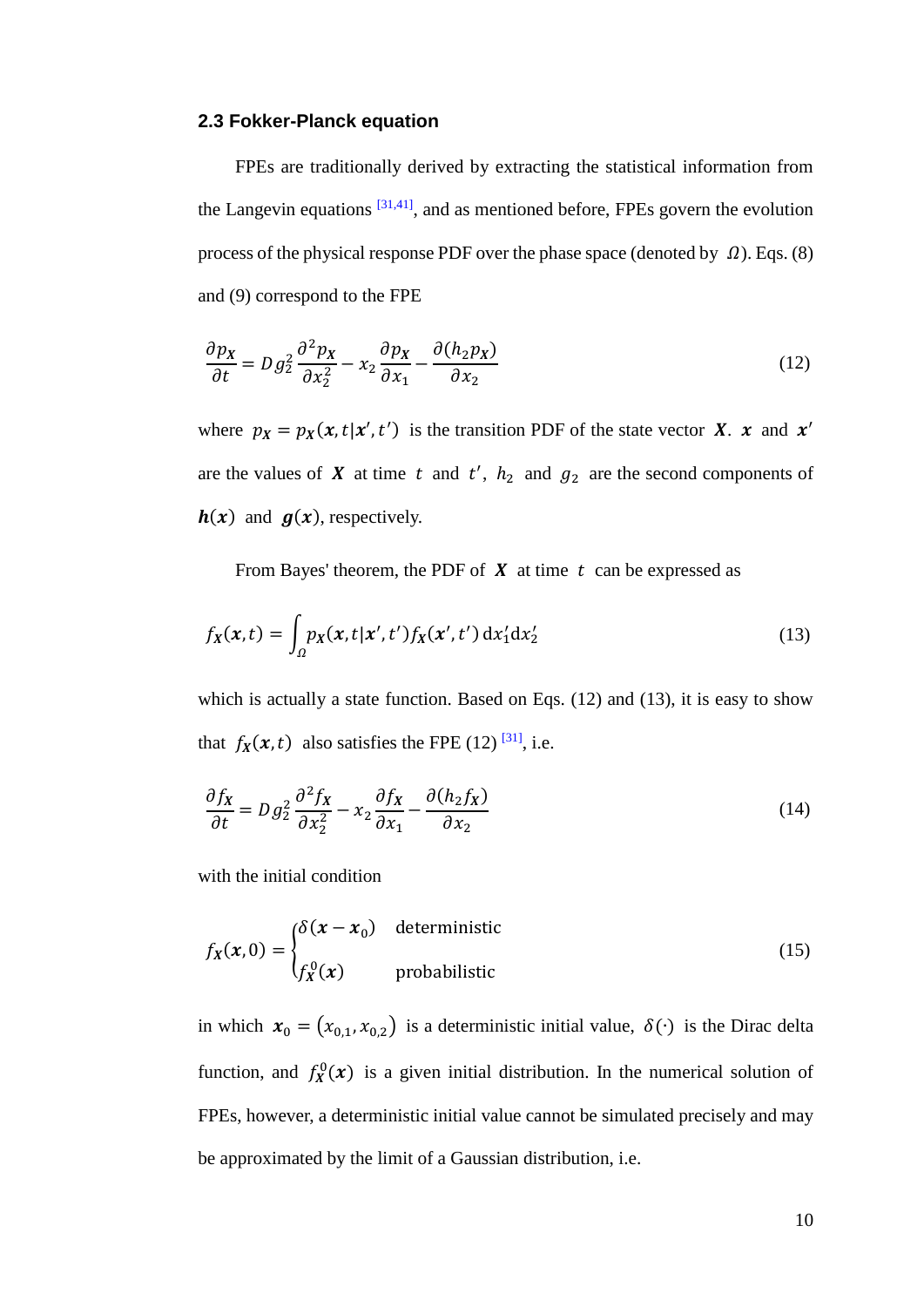### 2.3 Fokker-Planck equation

FPEs are traditionally derived by extracting the statistical information from the Langevin equations [31,41], and as mentioned before, FPEs govern the evolution process of the physical response PDF over the phase space (denoted by $\Omega$). Eqs. (8) and (9) correspond to the FPE

$$\frac{\partial p_{\boldsymbol{X}}}{\partial t} = D g_2^2 \frac{\partial^2 p_{\boldsymbol{X}}}{\partial x_2^2} - x_2 \frac{\partial p_{\boldsymbol{X}}}{\partial x_1} - \frac{\partial (h_2 p_{\boldsymbol{X}})}{\partial x_2} \tag{12}$$

where $p_{\boldsymbol{X}} = p_{\boldsymbol{X}}(\boldsymbol{x}, t|\boldsymbol{x}', t')$ is the transition PDF of the state vector $\boldsymbol{X}$. $\boldsymbol{x}$ and $\boldsymbol{x}'$ are the values of $\boldsymbol{X}$ at time $t$ and $t'$, $h_2$ and $g_2$ are the second components of $\boldsymbol{h}(\boldsymbol{x})$ and $\boldsymbol{g}(\boldsymbol{x})$, respectively.

From Bayes' theorem, the PDF of $\boldsymbol{X}$ at time $t$ can be expressed as

$$f_{\boldsymbol{X}}(\boldsymbol{x}, t) = \int_{\Omega} p_{\boldsymbol{X}}(\boldsymbol{x}, t|\boldsymbol{x}', t') f_{\boldsymbol{X}}(\boldsymbol{x}', t')\, \mathrm{d}x_1' \mathrm{d}x_2' \tag{13}$$

which is actually a state function. Based on Eqs. (12) and (13), it is easy to show that $f_{\boldsymbol{X}}(\boldsymbol{x}, t)$ also satisfies the FPE (12) [31], i.e.

$$\frac{\partial f_{\boldsymbol{X}}}{\partial t} = D g_2^2 \frac{\partial^2 f_{\boldsymbol{X}}}{\partial x_2^2} - x_2 \frac{\partial f_{\boldsymbol{X}}}{\partial x_1} - \frac{\partial (h_2 f_{\boldsymbol{X}})}{\partial x_2} \tag{14}$$

with the initial condition

$$f_{\boldsymbol{X}}(\boldsymbol{x}, 0) = \begin{cases} \delta(\boldsymbol{x} - \boldsymbol{x}_0) & \text{deterministic} \\ f_{\boldsymbol{X}}^0(\boldsymbol{x}) & \text{probabilistic} \end{cases} \tag{15}$$

in which $\boldsymbol{x}_0 = (x_{0,1}, x_{0,2})$ is a deterministic initial value, $\delta(\cdot)$ is the Dirac delta function, and $f_{\boldsymbol{X}}^0(\boldsymbol{x})$ is a given initial distribution. In the numerical solution of FPEs, however, a deterministic initial value cannot be simulated precisely and may be approximated by the limit of a Gaussian distribution, i.e.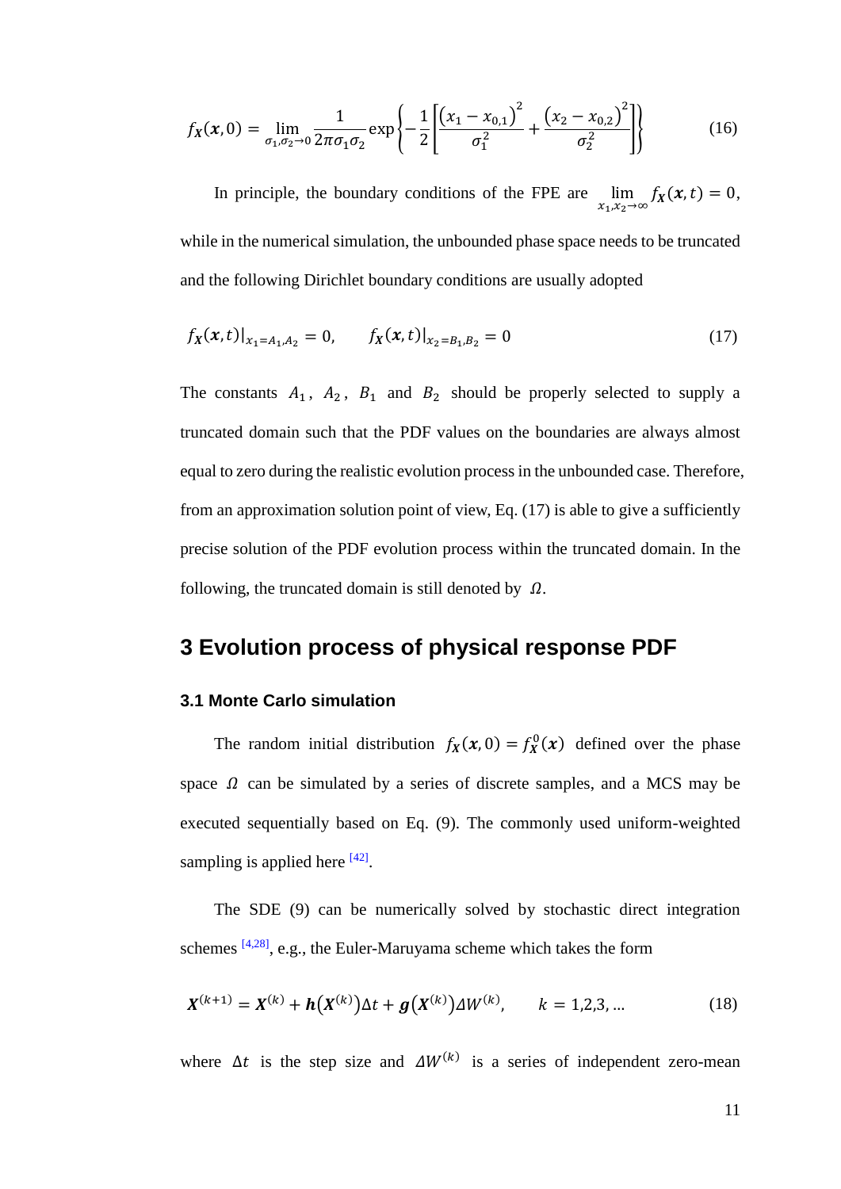$$f_{\boldsymbol{X}}(\boldsymbol{x},0)=\lim_{\sigma_1,\sigma_2\to 0}\frac{1}{2\pi\sigma_1\sigma_2}\exp\left\{-\frac{1}{2}\left[\frac{\left(x_1-x_{0,1}\right)^2}{\sigma_1^2}+\frac{\left(x_2-x_{0,2}\right)^2}{\sigma_2^2}\right]\right\} \tag{16}$$

In principle, the boundary conditions of the FPE are $\lim_{x_1,x_2\to\infty} f_{\boldsymbol{X}}(\boldsymbol{x},t)=0$, while in the numerical simulation, the unbounded phase space needs to be truncated and the following Dirichlet boundary conditions are usually adopted

$$f_{\boldsymbol{X}}(\boldsymbol{x},t)\big|_{x_1=A_1,A_2}=0,\qquad f_{\boldsymbol{X}}(\boldsymbol{x},t)\big|_{x_2=B_1,B_2}=0 \tag{17}$$

The constants $A_1$, $A_2$, $B_1$ and $B_2$ should be properly selected to supply a truncated domain such that the PDF values on the boundaries are always almost equal to zero during the realistic evolution process in the unbounded case. Therefore, from an approximation solution point of view, Eq. (17) is able to give a sufficiently precise solution of the PDF evolution process within the truncated domain. In the following, the truncated domain is still denoted by $\Omega$.

## 3 Evolution process of physical response PDF

### 3.1 Monte Carlo simulation

The random initial distribution $f_{\boldsymbol{X}}(\boldsymbol{x},0)=f_{\boldsymbol{X}}^0(\boldsymbol{x})$ defined over the phase space $\Omega$ can be simulated by a series of discrete samples, and a MCS may be executed sequentially based on Eq. (9). The commonly used uniform-weighted sampling is applied here [42].

The SDE (9) can be numerically solved by stochastic direct integration schemes [4,28], e.g., the Euler-Maruyama scheme which takes the form

$$\boldsymbol{X}^{(k+1)}=\boldsymbol{X}^{(k)}+\boldsymbol{h}\left(\boldsymbol{X}^{(k)}\right)\Delta t+\boldsymbol{g}\left(\boldsymbol{X}^{(k)}\right)\Delta W^{(k)},\qquad k=1,2,3,\ldots \tag{18}$$

where $\Delta t$ is the step size and $\Delta W^{(k)}$ is a series of independent zero-mean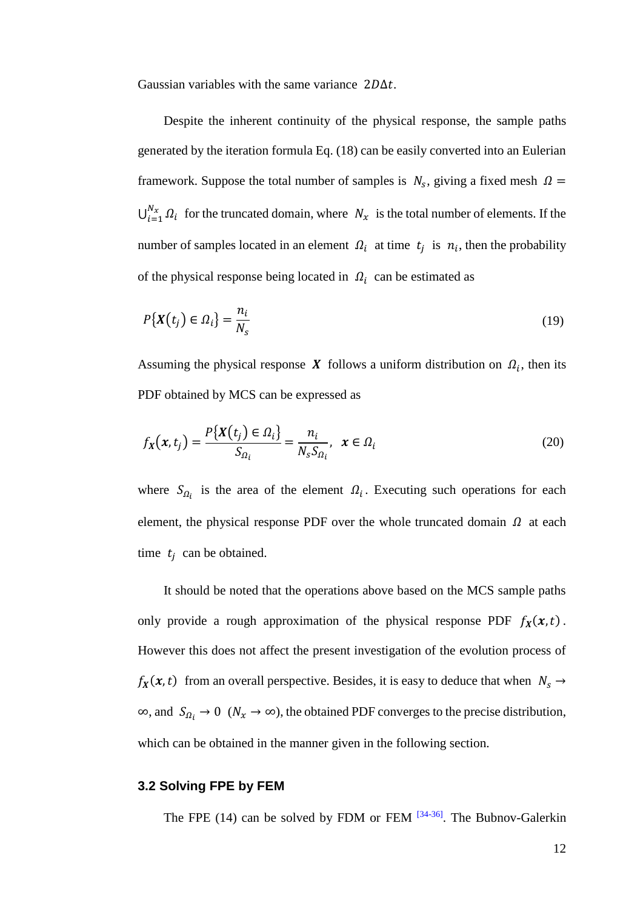Gaussian variables with the same variance $2D\Delta t$.

Despite the inherent continuity of the physical response, the sample paths generated by the iteration formula Eq. (18) can be easily converted into an Eulerian framework. Suppose the total number of samples is $N_s$, giving a fixed mesh $\Omega = \bigcup_{i=1}^{N_x} \Omega_i$ for the truncated domain, where $N_x$ is the total number of elements. If the number of samples located in an element $\Omega_i$ at time $t_j$ is $n_i$, then the probability of the physical response being located in $\Omega_i$ can be estimated as

$$P\{\boldsymbol{X}(t_j) \in \Omega_i\} = \frac{n_i}{N_s} \tag{19}$$

Assuming the physical response $\boldsymbol{X}$ follows a uniform distribution on $\Omega_i$, then its PDF obtained by MCS can be expressed as

$$f_{\boldsymbol{X}}(\boldsymbol{x}, t_j) = \frac{P\{\boldsymbol{X}(t_j) \in \Omega_i\}}{S_{\Omega_i}} = \frac{n_i}{N_s S_{\Omega_i}}, \quad \boldsymbol{x} \in \Omega_i \tag{20}$$

where $S_{\Omega_i}$ is the area of the element $\Omega_i$. Executing such operations for each element, the physical response PDF over the whole truncated domain $\Omega$ at each time $t_j$ can be obtained.

It should be noted that the operations above based on the MCS sample paths only provide a rough approximation of the physical response PDF $f_{\boldsymbol{X}}(\boldsymbol{x}, t)$. However this does not affect the present investigation of the evolution process of $f_{\boldsymbol{X}}(\boldsymbol{x}, t)$ from an overall perspective. Besides, it is easy to deduce that when $N_s \to \infty$, and $S_{\Omega_i} \to 0$ ($N_x \to \infty$), the obtained PDF converges to the precise distribution, which can be obtained in the manner given in the following section.

### 3.2 Solving FPE by FEM

The FPE (14) can be solved by FDM or FEM [34-36]. The Bubnov-Galerkin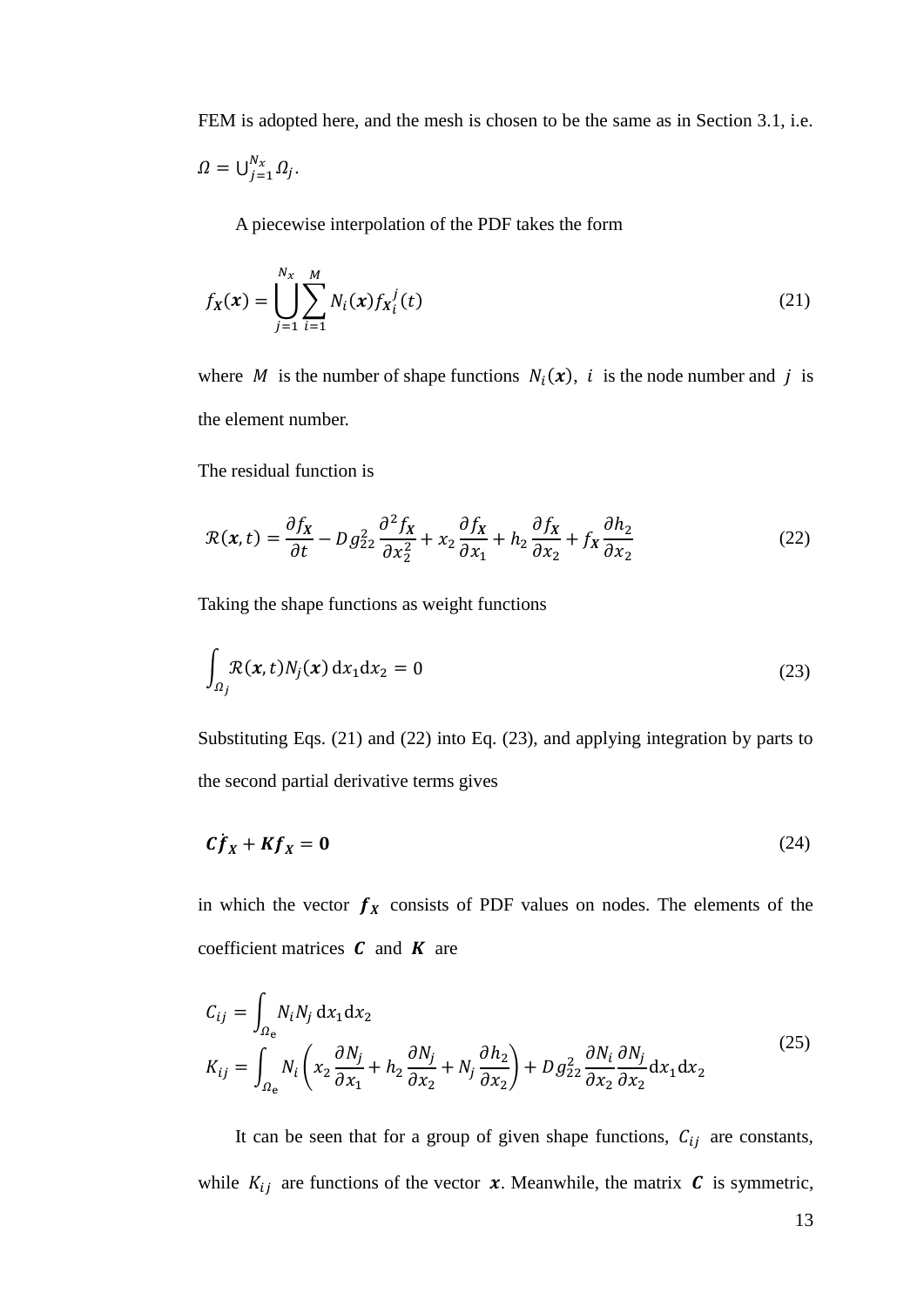FEM is adopted here, and the mesh is chosen to be the same as in Section 3.1, i.e. $\Omega = \bigcup_{j=1}^{N_x} \Omega_j$.

A piecewise interpolation of the PDF takes the form

$$f_{\boldsymbol{X}}(\boldsymbol{x}) = \bigcup_{j=1}^{N_x} \sum_{i=1}^{M} N_i(\boldsymbol{x}) f_{\boldsymbol{X}}{}_i^j(t) \tag{21}$$

where $M$ is the number of shape functions $N_i(\boldsymbol{x})$, $i$ is the node number and $j$ is the element number.

The residual function is

$$\mathcal{R}(\boldsymbol{x}, t) = \frac{\partial f_{\boldsymbol{X}}}{\partial t} - D g_{22}^2 \frac{\partial^2 f_{\boldsymbol{X}}}{\partial x_2^2} + x_2 \frac{\partial f_{\boldsymbol{X}}}{\partial x_1} + h_2 \frac{\partial f_{\boldsymbol{X}}}{\partial x_2} + f_{\boldsymbol{X}} \frac{\partial h_2}{\partial x_2} \tag{22}$$

Taking the shape functions as weight functions

$$\int_{\Omega_j} \mathcal{R}(\boldsymbol{x}, t) N_j(\boldsymbol{x}) \, \mathrm{d}x_1 \mathrm{d}x_2 = 0 \tag{23}$$

Substituting Eqs. (21) and (22) into Eq. (23), and applying integration by parts to the second partial derivative terms gives

$$\boldsymbol{C}\dot{\boldsymbol{f}}_{\boldsymbol{X}} + \boldsymbol{K}\boldsymbol{f}_{\boldsymbol{X}} = \boldsymbol{0} \tag{24}$$

in which the vector $\boldsymbol{f}_{\boldsymbol{X}}$ consists of PDF values on nodes. The elements of the coefficient matrices $\boldsymbol{C}$ and $\boldsymbol{K}$ are

$$\begin{aligned} C_{ij} &= \int_{\Omega_\mathrm{e}} N_i N_j \, \mathrm{d}x_1 \mathrm{d}x_2 \\ K_{ij} &= \int_{\Omega_\mathrm{e}} N_i \left( x_2 \frac{\partial N_j}{\partial x_1} + h_2 \frac{\partial N_j}{\partial x_2} + N_j \frac{\partial h_2}{\partial x_2} \right) + D g_{22}^2 \frac{\partial N_i}{\partial x_2} \frac{\partial N_j}{\partial x_2} \mathrm{d}x_1 \mathrm{d}x_2 \end{aligned} \tag{25}$$

It can be seen that for a group of given shape functions, $C_{ij}$ are constants, while $K_{ij}$ are functions of the vector $\boldsymbol{x}$. Meanwhile, the matrix $\boldsymbol{C}$ is symmetric,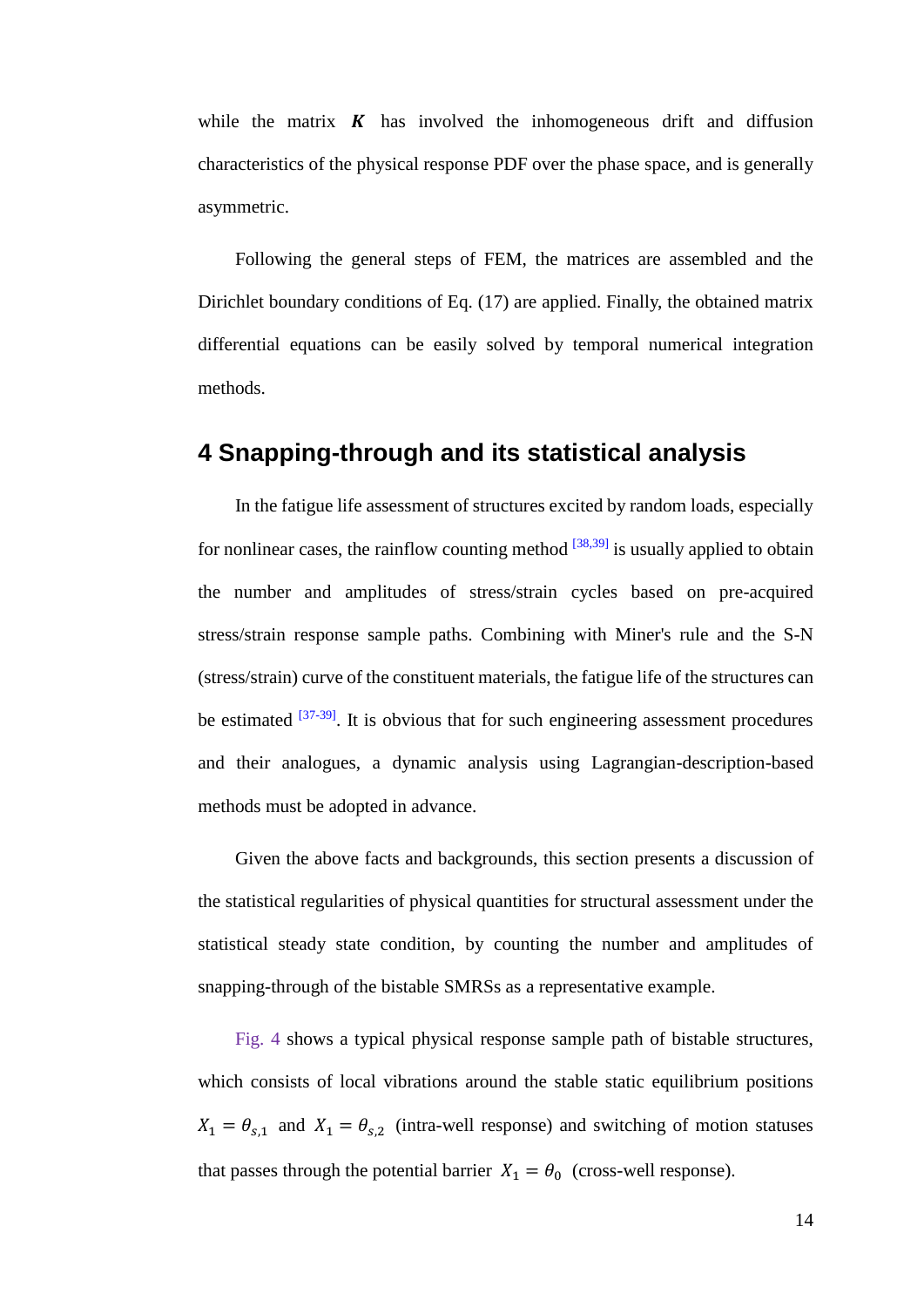while the matrix $\boldsymbol{K}$ has involved the inhomogeneous drift and diffusion characteristics of the physical response PDF over the phase space, and is generally asymmetric.

Following the general steps of FEM, the matrices are assembled and the Dirichlet boundary conditions of Eq. (17) are applied. Finally, the obtained matrix differential equations can be easily solved by temporal numerical integration methods.

## 4 Snapping-through and its statistical analysis

In the fatigue life assessment of structures excited by random loads, especially for nonlinear cases, the rainflow counting method [38,39] is usually applied to obtain the number and amplitudes of stress/strain cycles based on pre-acquired stress/strain response sample paths. Combining with Miner's rule and the S-N (stress/strain) curve of the constituent materials, the fatigue life of the structures can be estimated [37-39]. It is obvious that for such engineering assessment procedures and their analogues, a dynamic analysis using Lagrangian-description-based methods must be adopted in advance.

Given the above facts and backgrounds, this section presents a discussion of the statistical regularities of physical quantities for structural assessment under the statistical steady state condition, by counting the number and amplitudes of snapping-through of the bistable SMRSs as a representative example.

Fig. 4 shows a typical physical response sample path of bistable structures, which consists of local vibrations around the stable static equilibrium positions $X_1 = \theta_{s,1}$ and $X_1 = \theta_{s,2}$ (intra-well response) and switching of motion statuses that passes through the potential barrier $X_1 = \theta_0$ (cross-well response).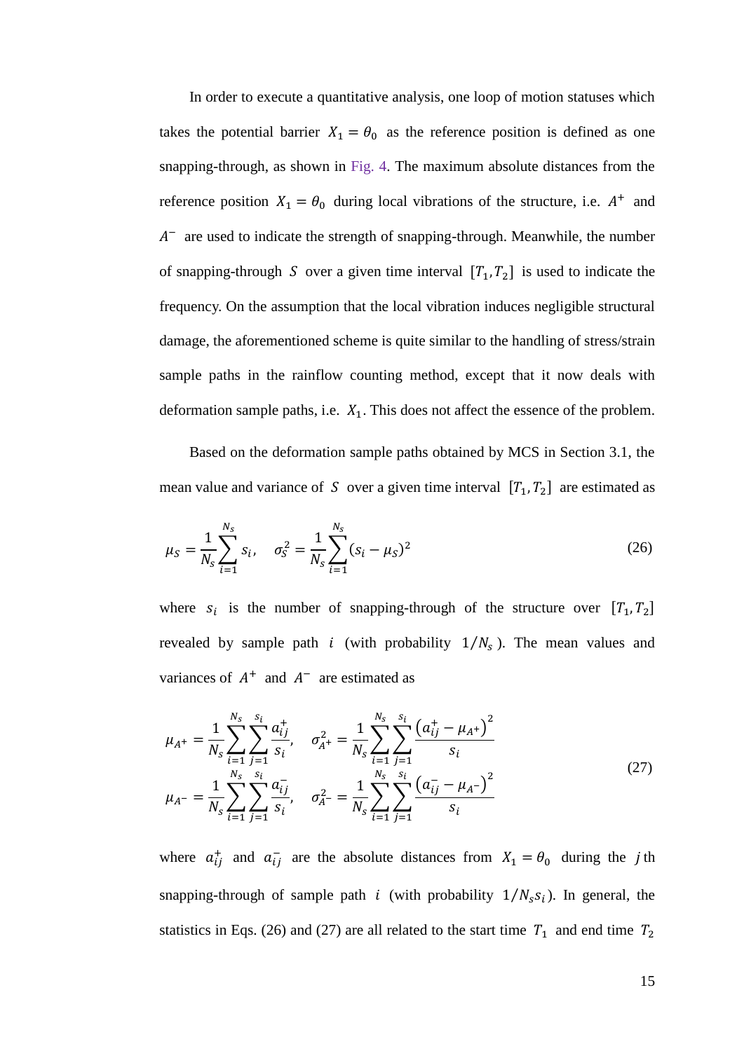In order to execute a quantitative analysis, one loop of motion statuses which takes the potential barrier $X_1 = \theta_0$ as the reference position is defined as one snapping-through, as shown in Fig. 4. The maximum absolute distances from the reference position $X_1 = \theta_0$ during local vibrations of the structure, i.e. $A^+$ and $A^-$ are used to indicate the strength of snapping-through. Meanwhile, the number of snapping-through $S$ over a given time interval $[T_1, T_2]$ is used to indicate the frequency. On the assumption that the local vibration induces negligible structural damage, the aforementioned scheme is quite similar to the handling of stress/strain sample paths in the rainflow counting method, except that it now deals with deformation sample paths, i.e. $X_1$. This does not affect the essence of the problem.

Based on the deformation sample paths obtained by MCS in Section 3.1, the mean value and variance of $S$ over a given time interval $[T_1, T_2]$ are estimated as

$$\mu_S = \frac{1}{N_s}\sum_{i=1}^{N_s} s_i, \quad \sigma_S^2 = \frac{1}{N_s}\sum_{i=1}^{N_s}(s_i - \mu_S)^2 \tag{26}$$

where $s_i$ is the number of snapping-through of the structure over $[T_1, T_2]$ revealed by sample path $i$ (with probability $1/N_s$). The mean values and variances of $A^+$ and $A^-$ are estimated as

$$\begin{aligned}
\mu_{A^+} &= \frac{1}{N_s}\sum_{i=1}^{N_s}\sum_{j=1}^{s_i}\frac{a_{ij}^+}{s_i}, \quad \sigma_{A^+}^2 = \frac{1}{N_s}\sum_{i=1}^{N_s}\sum_{j=1}^{s_i}\frac{\left(a_{ij}^+ - \mu_{A^+}\right)^2}{s_i} \\
\mu_{A^-} &= \frac{1}{N_s}\sum_{i=1}^{N_s}\sum_{j=1}^{s_i}\frac{a_{ij}^-}{s_i}, \quad \sigma_{A^-}^2 = \frac{1}{N_s}\sum_{i=1}^{N_s}\sum_{j=1}^{s_i}\frac{\left(a_{ij}^- - \mu_{A^-}\right)^2}{s_i}
\end{aligned} \tag{27}$$

where $a_{ij}^+$ and $a_{ij}^-$ are the absolute distances from $X_1 = \theta_0$ during the $j$th snapping-through of sample path $i$ (with probability $1/N_s s_i$). In general, the statistics in Eqs. (26) and (27) are all related to the start time $T_1$ and end time $T_2$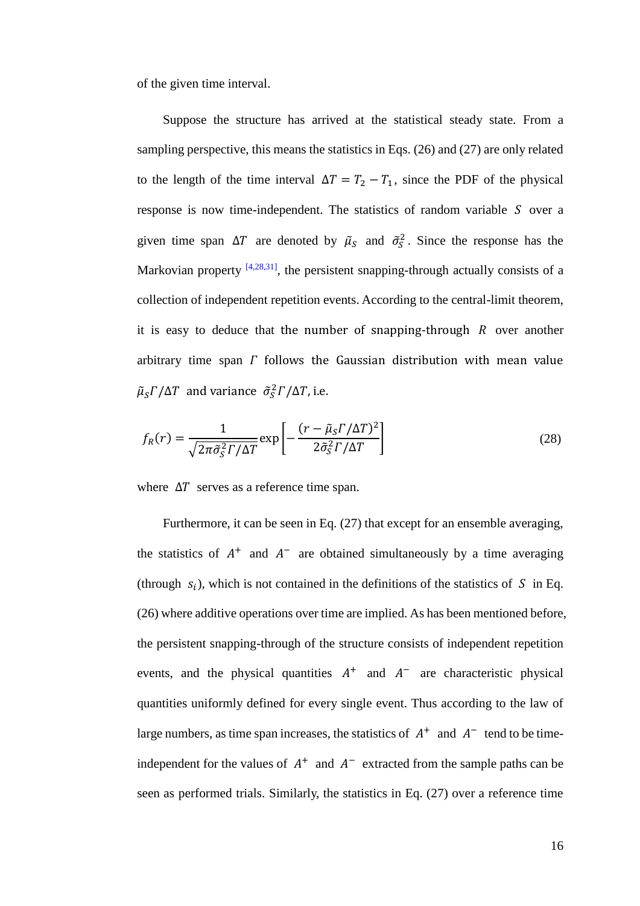of the given time interval.

Suppose the structure has arrived at the statistical steady state. From a sampling perspective, this means the statistics in Eqs. (26) and (27) are only related to the length of the time interval $\Delta T = T_2 - T_1$, since the PDF of the physical response is now time-independent. The statistics of random variable $S$ over a given time span $\Delta T$ are denoted by $\tilde{\mu}_S$ and $\tilde{\sigma}_S^2$. Since the response has the Markovian property [4,28,31], the persistent snapping-through actually consists of a collection of independent repetition events. According to the central-limit theorem, it is easy to deduce that the number of snapping-through $R$ over another arbitrary time span $\Gamma$ follows the Gaussian distribution with mean value $\tilde{\mu}_S \Gamma / \Delta T$ and variance $\tilde{\sigma}_S^2 \Gamma / \Delta T$, i.e.

$$f_R(r) = \frac{1}{\sqrt{2\pi \tilde{\sigma}_S^2 \Gamma / \Delta T}} \exp\left[ -\frac{(r - \tilde{\mu}_S \Gamma / \Delta T)^2}{2 \tilde{\sigma}_S^2 \Gamma / \Delta T} \right] \tag{28}$$

where $\Delta T$ serves as a reference time span.

Furthermore, it can be seen in Eq. (27) that except for an ensemble averaging, the statistics of $A^+$ and $A^-$ are obtained simultaneously by a time averaging (through $s_i$), which is not contained in the definitions of the statistics of $S$ in Eq. (26) where additive operations over time are implied. As has been mentioned before, the persistent snapping-through of the structure consists of independent repetition events, and the physical quantities $A^+$ and $A^-$ are characteristic physical quantities uniformly defined for every single event. Thus according to the law of large numbers, as time span increases, the statistics of $A^+$ and $A^-$ tend to be time-independent for the values of $A^+$ and $A^-$ extracted from the sample paths can be seen as performed trials. Similarly, the statistics in Eq. (27) over a reference time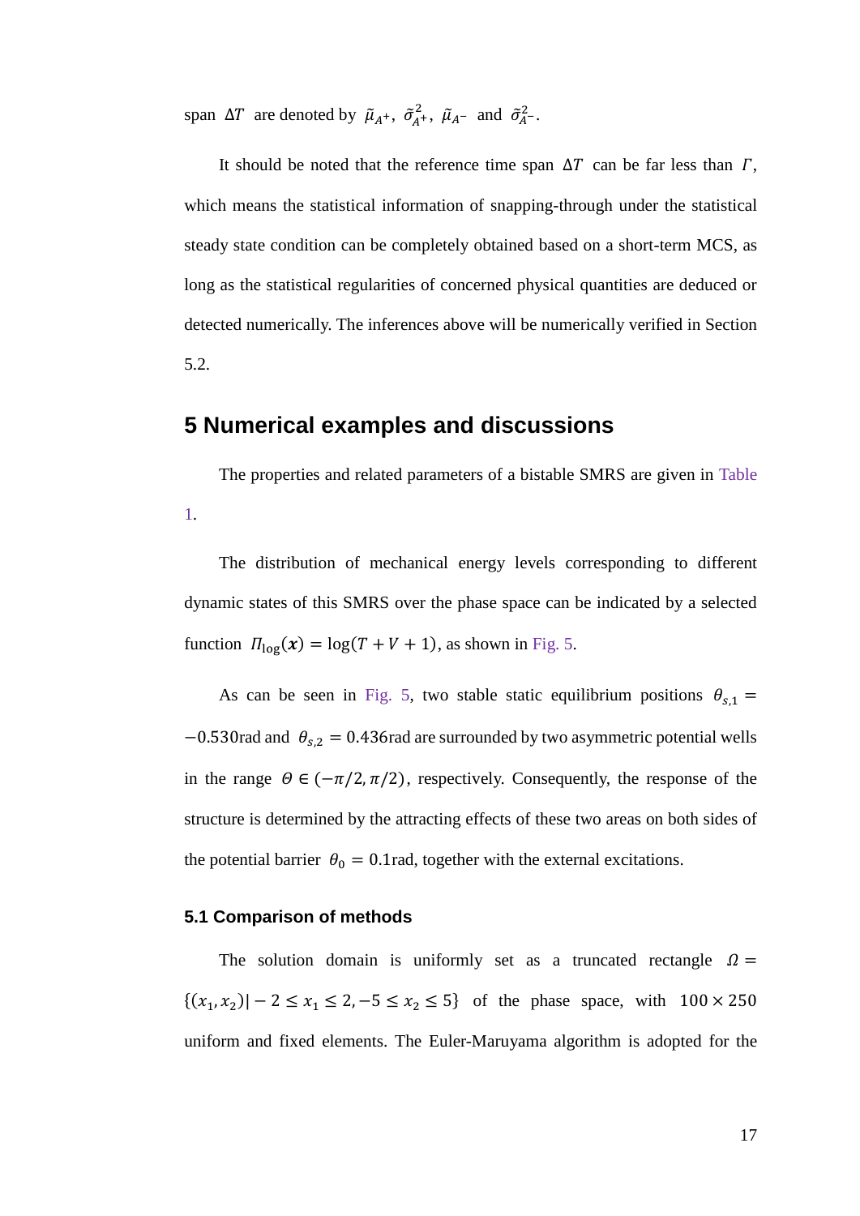span $\Delta T$ are denoted by $\tilde{\mu}_{A^+}$, $\tilde{\sigma}^2_{A^+}$, $\tilde{\mu}_{A^-}$ and $\tilde{\sigma}^2_{A^-}$.

It should be noted that the reference time span $\Delta T$ can be far less than $\Gamma$, which means the statistical information of snapping-through under the statistical steady state condition can be completely obtained based on a short-term MCS, as long as the statistical regularities of concerned physical quantities are deduced or detected numerically. The inferences above will be numerically verified in Section 5.2.

# 5 Numerical examples and discussions

The properties and related parameters of a bistable SMRS are given in Table 1.

The distribution of mechanical energy levels corresponding to different dynamic states of this SMRS over the phase space can be indicated by a selected function $\Pi_{\log}(\boldsymbol{x}) = \log(T + V + 1)$, as shown in Fig. 5.

As can be seen in Fig. 5, two stable static equilibrium positions $\theta_{s,1} = -0.530\text{rad}$ and $\theta_{s,2} = 0.436\text{rad}$ are surrounded by two asymmetric potential wells in the range $\Theta \in (-\pi/2, \pi/2)$, respectively. Consequently, the response of the structure is determined by the attracting effects of these two areas on both sides of the potential barrier $\theta_0 = 0.1\text{rad}$, together with the external excitations.

## 5.1 Comparison of methods

The solution domain is uniformly set as a truncated rectangle $\Omega = \{(x_1, x_2) | -2 \leq x_1 \leq 2, -5 \leq x_2 \leq 5\}$ of the phase space, with $100 \times 250$ uniform and fixed elements. The Euler-Maruyama algorithm is adopted for the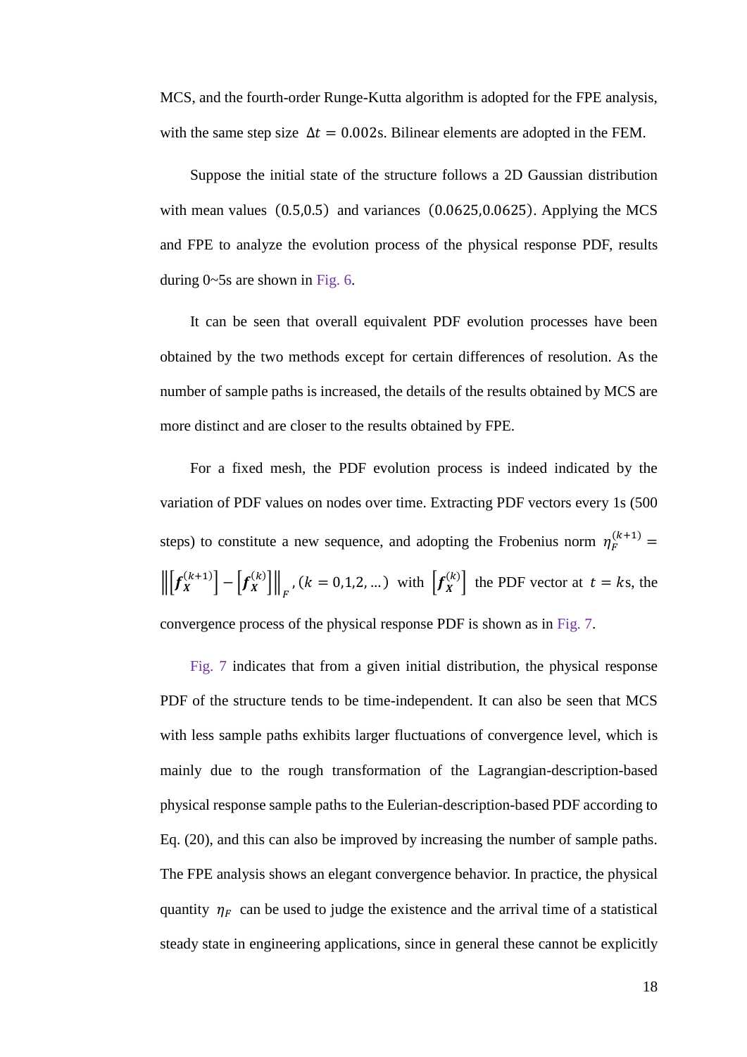MCS, and the fourth-order Runge-Kutta algorithm is adopted for the FPE analysis, with the same step size $\Delta t = 0.002$s. Bilinear elements are adopted in the FEM.

Suppose the initial state of the structure follows a 2D Gaussian distribution with mean values $(0.5,0.5)$ and variances $(0.0625,0.0625)$. Applying the MCS and FPE to analyze the evolution process of the physical response PDF, results during 0~5s are shown in Fig. 6.

It can be seen that overall equivalent PDF evolution processes have been obtained by the two methods except for certain differences of resolution. As the number of sample paths is increased, the details of the results obtained by MCS are more distinct and are closer to the results obtained by FPE.

For a fixed mesh, the PDF evolution process is indeed indicated by the variation of PDF values on nodes over time. Extracting PDF vectors every 1s (500 steps) to constitute a new sequence, and adopting the Frobenius norm $\eta_F^{(k+1)} = \left\| \left[ \boldsymbol{f}_{\boldsymbol{X}}^{(k+1)} \right] - \left[ \boldsymbol{f}_{\boldsymbol{X}}^{(k)} \right] \right\|_F, (k = 0,1,2,\dots)$ with $\left[ \boldsymbol{f}_{\boldsymbol{X}}^{(k)} \right]$ the PDF vector at $t = k$s, the convergence process of the physical response PDF is shown as in Fig. 7.

Fig. 7 indicates that from a given initial distribution, the physical response PDF of the structure tends to be time-independent. It can also be seen that MCS with less sample paths exhibits larger fluctuations of convergence level, which is mainly due to the rough transformation of the Lagrangian-description-based physical response sample paths to the Eulerian-description-based PDF according to Eq. (20), and this can also be improved by increasing the number of sample paths. The FPE analysis shows an elegant convergence behavior. In practice, the physical quantity $\eta_F$ can be used to judge the existence and the arrival time of a statistical steady state in engineering applications, since in general these cannot be explicitly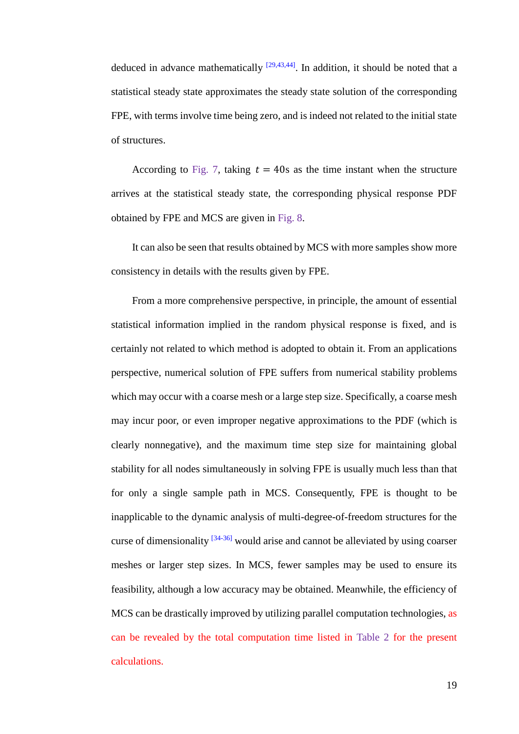deduced in advance mathematically [29,43,44]. In addition, it should be noted that a statistical steady state approximates the steady state solution of the corresponding FPE, with terms involve time being zero, and is indeed not related to the initial state of structures.

According to Fig. 7, taking $t = 40\text{s}$ as the time instant when the structure arrives at the statistical steady state, the corresponding physical response PDF obtained by FPE and MCS are given in Fig. 8.

It can also be seen that results obtained by MCS with more samples show more consistency in details with the results given by FPE.

From a more comprehensive perspective, in principle, the amount of essential statistical information implied in the random physical response is fixed, and is certainly not related to which method is adopted to obtain it. From an applications perspective, numerical solution of FPE suffers from numerical stability problems which may occur with a coarse mesh or a large step size. Specifically, a coarse mesh may incur poor, or even improper negative approximations to the PDF (which is clearly nonnegative), and the maximum time step size for maintaining global stability for all nodes simultaneously in solving FPE is usually much less than that for only a single sample path in MCS. Consequently, FPE is thought to be inapplicable to the dynamic analysis of multi-degree-of-freedom structures for the curse of dimensionality [34-36] would arise and cannot be alleviated by using coarser meshes or larger step sizes. In MCS, fewer samples may be used to ensure its feasibility, although a low accuracy may be obtained. Meanwhile, the efficiency of MCS can be drastically improved by utilizing parallel computation technologies, as can be revealed by the total computation time listed in Table 2 for the present calculations.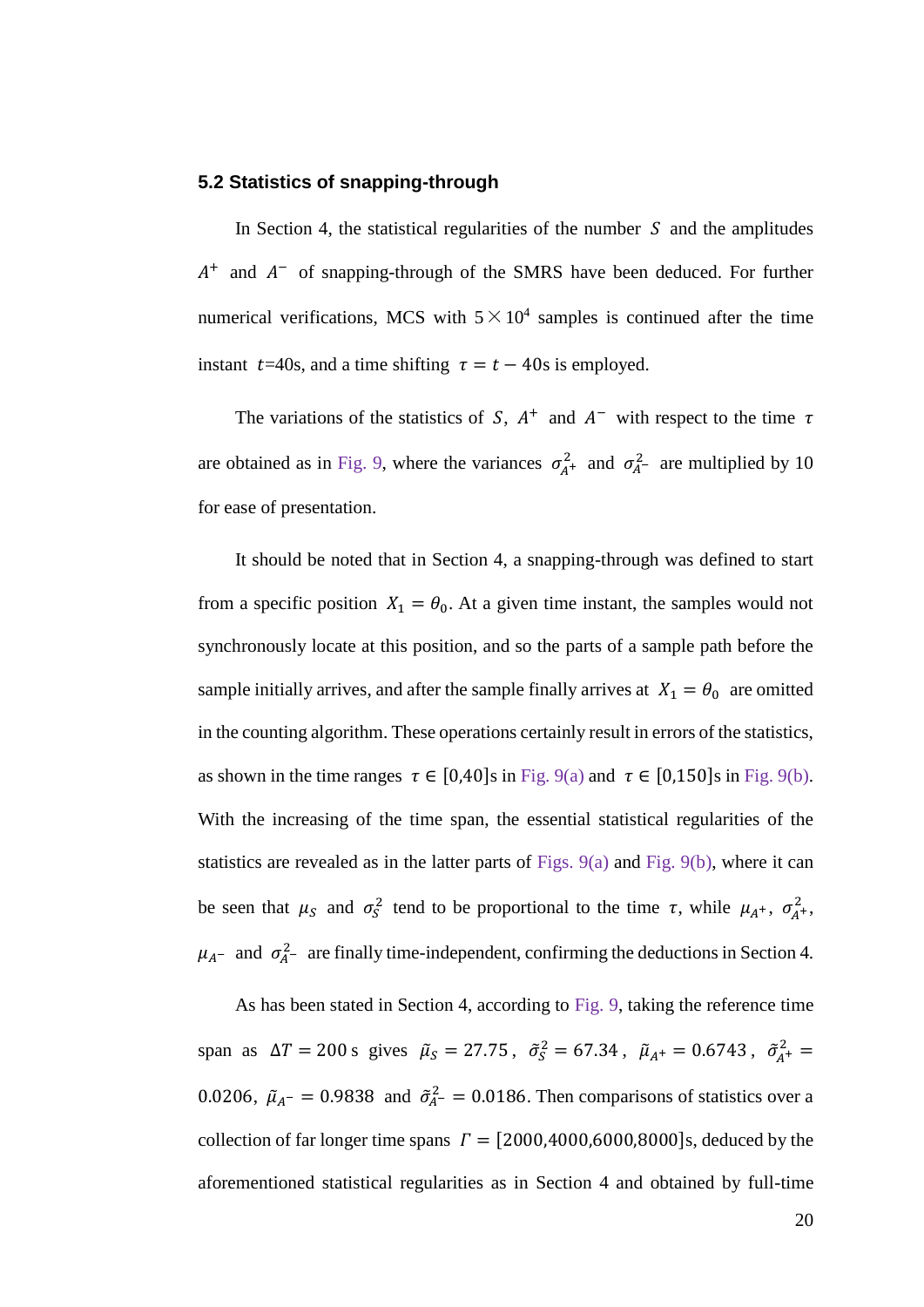### 5.2 Statistics of snapping-through

In Section 4, the statistical regularities of the number $S$ and the amplitudes $A^+$ and $A^-$ of snapping-through of the SMRS have been deduced. For further numerical verifications, MCS with $5\times10^4$ samples is continued after the time instant $t$=40s, and a time shifting $\tau = t - 40$s is employed.

The variations of the statistics of $S$, $A^+$ and $A^-$ with respect to the time $\tau$ are obtained as in Fig. 9, where the variances $\sigma_{A^+}^2$ and $\sigma_{A^-}^2$ are multiplied by 10 for ease of presentation.

It should be noted that in Section 4, a snapping-through was defined to start from a specific position $X_1 = \theta_0$. At a given time instant, the samples would not synchronously locate at this position, and so the parts of a sample path before the sample initially arrives, and after the sample finally arrives at $X_1 = \theta_0$ are omitted in the counting algorithm. These operations certainly result in errors of the statistics, as shown in the time ranges $\tau \in [0,40]$s in Fig. 9(a) and $\tau \in [0,150]$s in Fig. 9(b). With the increasing of the time span, the essential statistical regularities of the statistics are revealed as in the latter parts of Figs. 9(a) and Fig. 9(b), where it can be seen that $\mu_S$ and $\sigma_S^2$ tend to be proportional to the time $\tau$, while $\mu_{A^+}$, $\sigma_{A^+}^2$, $\mu_{A^-}$ and $\sigma_{A^-}^2$ are finally time-independent, confirming the deductions in Section 4.

As has been stated in Section 4, according to Fig. 9, taking the reference time span as $\Delta T = 200$ s gives $\tilde{\mu}_S = 27.75$, $\tilde{\sigma}_S^2 = 67.34$, $\tilde{\mu}_{A^+} = 0.6743$, $\tilde{\sigma}_{A^+}^2 = 0.0206$, $\tilde{\mu}_{A^-} = 0.9838$ and $\tilde{\sigma}_{A^-}^2 = 0.0186$. Then comparisons of statistics over a collection of far longer time spans $\Gamma = [2000,4000,6000,8000]$s, deduced by the aforementioned statistical regularities as in Section 4 and obtained by full-time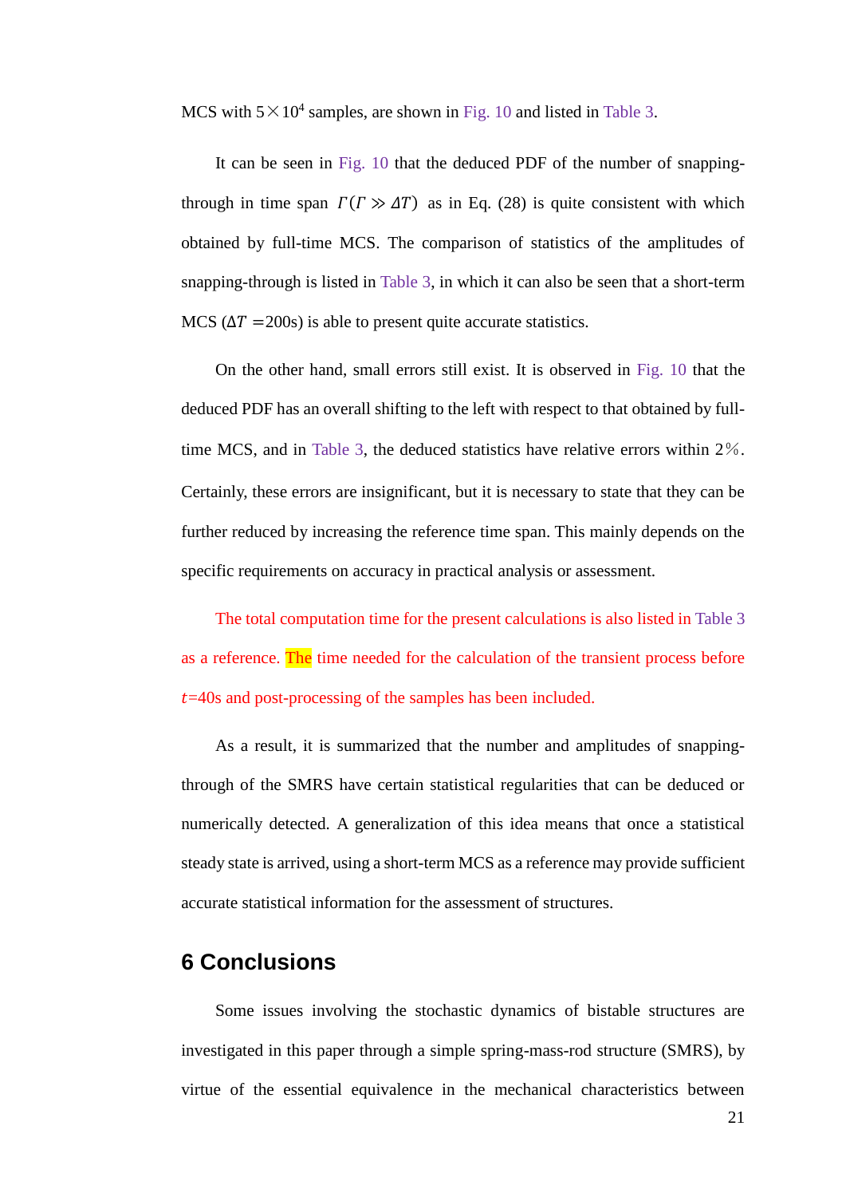MCS with $5 \times 10^4$ samples, are shown in Fig. 10 and listed in Table 3.

It can be seen in Fig. 10 that the deduced PDF of the number of snapping-through in time span $\Gamma(\Gamma \gg \Delta T)$ as in Eq. (28) is quite consistent with which obtained by full-time MCS. The comparison of statistics of the amplitudes of snapping-through is listed in Table 3, in which it can also be seen that a short-term MCS ($\Delta T$ =200s) is able to present quite accurate statistics.

On the other hand, small errors still exist. It is observed in Fig. 10 that the deduced PDF has an overall shifting to the left with respect to that obtained by full-time MCS, and in Table 3, the deduced statistics have relative errors within 2%. Certainly, these errors are insignificant, but it is necessary to state that they can be further reduced by increasing the reference time span. This mainly depends on the specific requirements on accuracy in practical analysis or assessment.

The total computation time for the present calculations is also listed in Table 3 as a reference. The time needed for the calculation of the transient process before $t$=40s and post-processing of the samples has been included.

As a result, it is summarized that the number and amplitudes of snapping-through of the SMRS have certain statistical regularities that can be deduced or numerically detected. A generalization of this idea means that once a statistical steady state is arrived, using a short-term MCS as a reference may provide sufficient accurate statistical information for the assessment of structures.

## 6 Conclusions

Some issues involving the stochastic dynamics of bistable structures are investigated in this paper through a simple spring-mass-rod structure (SMRS), by virtue of the essential equivalence in the mechanical characteristics between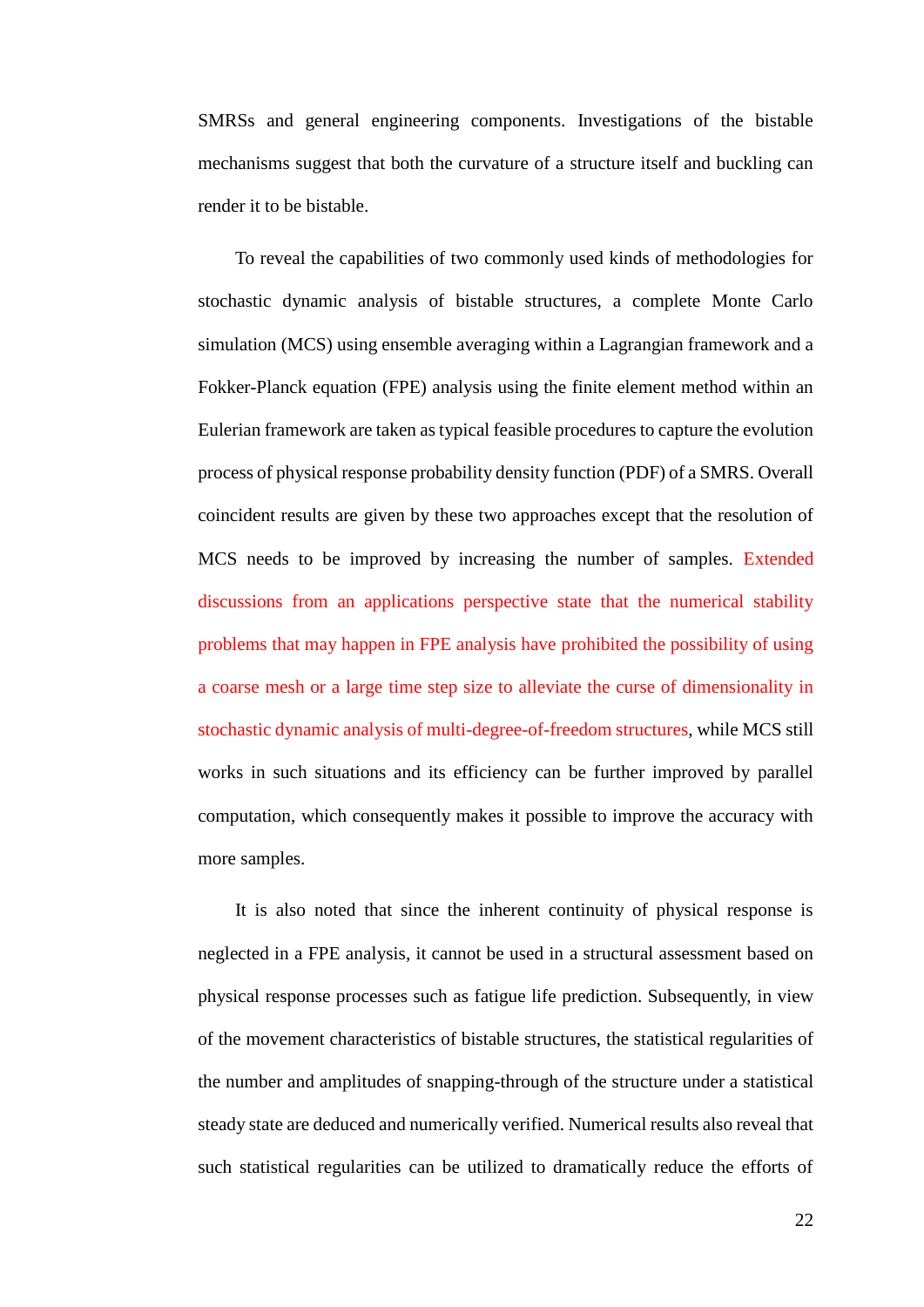SMRSs and general engineering components. Investigations of the bistable mechanisms suggest that both the curvature of a structure itself and buckling can render it to be bistable.

To reveal the capabilities of two commonly used kinds of methodologies for stochastic dynamic analysis of bistable structures, a complete Monte Carlo simulation (MCS) using ensemble averaging within a Lagrangian framework and a Fokker-Planck equation (FPE) analysis using the finite element method within an Eulerian framework are taken as typical feasible procedures to capture the evolution process of physical response probability density function (PDF) of a SMRS. Overall coincident results are given by these two approaches except that the resolution of MCS needs to be improved by increasing the number of samples. Extended discussions from an applications perspective state that the numerical stability problems that may happen in FPE analysis have prohibited the possibility of using a coarse mesh or a large time step size to alleviate the curse of dimensionality in stochastic dynamic analysis of multi-degree-of-freedom structures, while MCS still works in such situations and its efficiency can be further improved by parallel computation, which consequently makes it possible to improve the accuracy with more samples.

It is also noted that since the inherent continuity of physical response is neglected in a FPE analysis, it cannot be used in a structural assessment based on physical response processes such as fatigue life prediction. Subsequently, in view of the movement characteristics of bistable structures, the statistical regularities of the number and amplitudes of snapping-through of the structure under a statistical steady state are deduced and numerically verified. Numerical results also reveal that such statistical regularities can be utilized to dramatically reduce the efforts of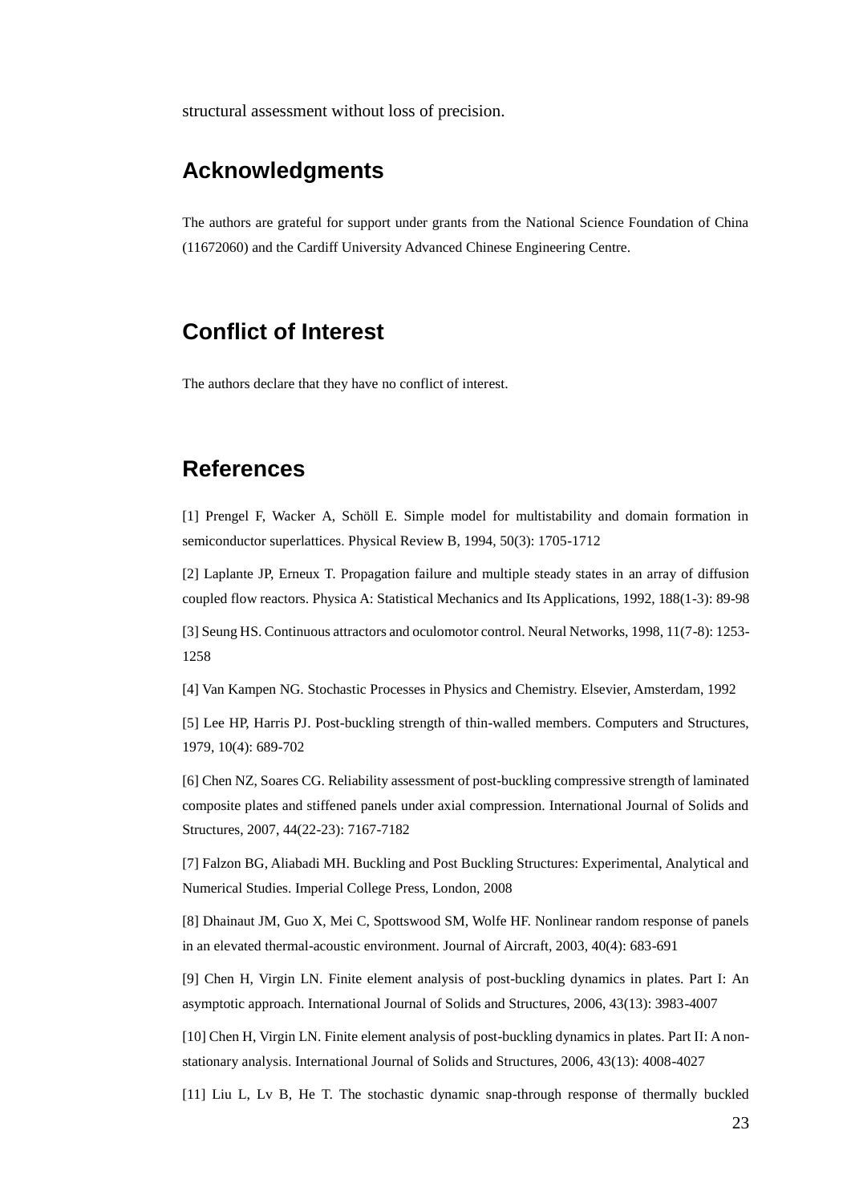structural assessment without loss of precision.

## Acknowledgments

The authors are grateful for support under grants from the National Science Foundation of China (11672060) and the Cardiff University Advanced Chinese Engineering Centre.

## Conflict of Interest

The authors declare that they have no conflict of interest.

## References

[1] Prengel F, Wacker A, Schöll E. Simple model for multistability and domain formation in semiconductor superlattices. Physical Review B, 1994, 50(3): 1705-1712

[2] Laplante JP, Erneux T. Propagation failure and multiple steady states in an array of diffusion coupled flow reactors. Physica A: Statistical Mechanics and Its Applications, 1992, 188(1-3): 89-98

[3] Seung HS. Continuous attractors and oculomotor control. Neural Networks, 1998, 11(7-8): 1253-1258

[4] Van Kampen NG. Stochastic Processes in Physics and Chemistry. Elsevier, Amsterdam, 1992

[5] Lee HP, Harris PJ. Post-buckling strength of thin-walled members. Computers and Structures, 1979, 10(4): 689-702

[6] Chen NZ, Soares CG. Reliability assessment of post-buckling compressive strength of laminated composite plates and stiffened panels under axial compression. International Journal of Solids and Structures, 2007, 44(22-23): 7167-7182

[7] Falzon BG, Aliabadi MH. Buckling and Post Buckling Structures: Experimental, Analytical and Numerical Studies. Imperial College Press, London, 2008

[8] Dhainaut JM, Guo X, Mei C, Spottswood SM, Wolfe HF. Nonlinear random response of panels in an elevated thermal-acoustic environment. Journal of Aircraft, 2003, 40(4): 683-691

[9] Chen H, Virgin LN. Finite element analysis of post-buckling dynamics in plates. Part I: An asymptotic approach. International Journal of Solids and Structures, 2006, 43(13): 3983-4007

[10] Chen H, Virgin LN. Finite element analysis of post-buckling dynamics in plates. Part II: A non-stationary analysis. International Journal of Solids and Structures, 2006, 43(13): 4008-4027

[11] Liu L, Lv B, He T. The stochastic dynamic snap-through response of thermally buckled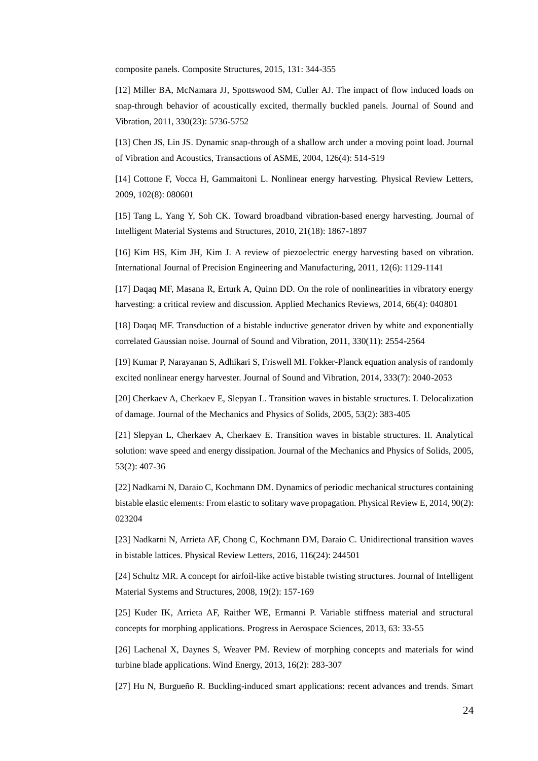composite panels. Composite Structures, 2015, 131: 344-355

[12] Miller BA, McNamara JJ, Spottswood SM, Culler AJ. The impact of flow induced loads on snap-through behavior of acoustically excited, thermally buckled panels. Journal of Sound and Vibration, 2011, 330(23): 5736-5752

[13] Chen JS, Lin JS. Dynamic snap-through of a shallow arch under a moving point load. Journal of Vibration and Acoustics, Transactions of ASME, 2004, 126(4): 514-519

[14] Cottone F, Vocca H, Gammaitoni L. Nonlinear energy harvesting. Physical Review Letters, 2009, 102(8): 080601

[15] Tang L, Yang Y, Soh CK. Toward broadband vibration-based energy harvesting. Journal of Intelligent Material Systems and Structures, 2010, 21(18): 1867-1897

[16] Kim HS, Kim JH, Kim J. A review of piezoelectric energy harvesting based on vibration. International Journal of Precision Engineering and Manufacturing, 2011, 12(6): 1129-1141

[17] Daqaq MF, Masana R, Erturk A, Quinn DD. On the role of nonlinearities in vibratory energy harvesting: a critical review and discussion. Applied Mechanics Reviews, 2014, 66(4): 040801

[18] Daqaq MF. Transduction of a bistable inductive generator driven by white and exponentially correlated Gaussian noise. Journal of Sound and Vibration, 2011, 330(11): 2554-2564

[19] Kumar P, Narayanan S, Adhikari S, Friswell MI. Fokker-Planck equation analysis of randomly excited nonlinear energy harvester. Journal of Sound and Vibration, 2014, 333(7): 2040-2053

[20] Cherkaev A, Cherkaev E, Slepyan L. Transition waves in bistable structures. I. Delocalization of damage. Journal of the Mechanics and Physics of Solids, 2005, 53(2): 383-405

[21] Slepyan L, Cherkaev A, Cherkaev E. Transition waves in bistable structures. II. Analytical solution: wave speed and energy dissipation. Journal of the Mechanics and Physics of Solids, 2005, 53(2): 407-36

[22] Nadkarni N, Daraio C, Kochmann DM. Dynamics of periodic mechanical structures containing bistable elastic elements: From elastic to solitary wave propagation. Physical Review E, 2014, 90(2): 023204

[23] Nadkarni N, Arrieta AF, Chong C, Kochmann DM, Daraio C. Unidirectional transition waves in bistable lattices. Physical Review Letters, 2016, 116(24): 244501

[24] Schultz MR. A concept for airfoil-like active bistable twisting structures. Journal of Intelligent Material Systems and Structures, 2008, 19(2): 157-169

[25] Kuder IK, Arrieta AF, Raither WE, Ermanni P. Variable stiffness material and structural concepts for morphing applications. Progress in Aerospace Sciences, 2013, 63: 33-55

[26] Lachenal X, Daynes S, Weaver PM. Review of morphing concepts and materials for wind turbine blade applications. Wind Energy, 2013, 16(2): 283-307

[27] Hu N, Burgueño R. Buckling-induced smart applications: recent advances and trends. Smart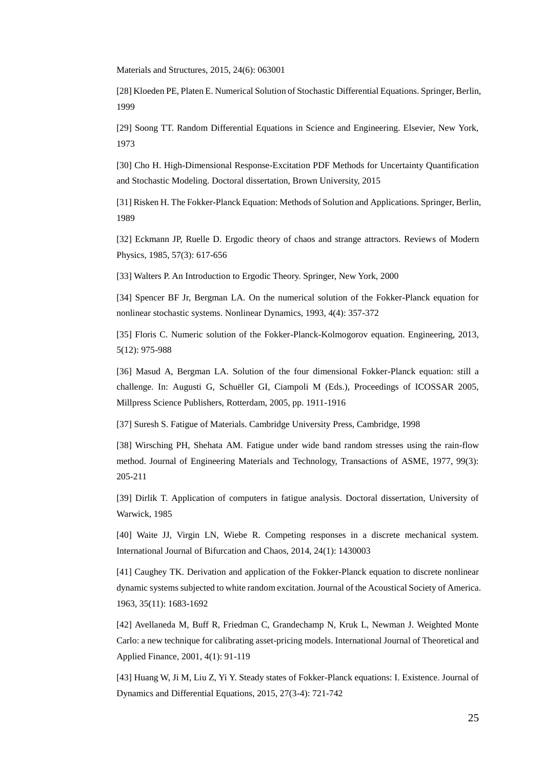Materials and Structures, 2015, 24(6): 063001

[28] Kloeden PE, Platen E. Numerical Solution of Stochastic Differential Equations. Springer, Berlin, 1999

[29] Soong TT. Random Differential Equations in Science and Engineering. Elsevier, New York, 1973

[30] Cho H. High-Dimensional Response-Excitation PDF Methods for Uncertainty Quantification and Stochastic Modeling. Doctoral dissertation, Brown University, 2015

[31] Risken H. The Fokker-Planck Equation: Methods of Solution and Applications. Springer, Berlin, 1989

[32] Eckmann JP, Ruelle D. Ergodic theory of chaos and strange attractors. Reviews of Modern Physics, 1985, 57(3): 617-656

[33] Walters P. An Introduction to Ergodic Theory. Springer, New York, 2000

[34] Spencer BF Jr, Bergman LA. On the numerical solution of the Fokker-Planck equation for nonlinear stochastic systems. Nonlinear Dynamics, 1993, 4(4): 357-372

[35] Floris C. Numeric solution of the Fokker-Planck-Kolmogorov equation. Engineering, 2013, 5(12): 975-988

[36] Masud A, Bergman LA. Solution of the four dimensional Fokker-Planck equation: still a challenge. In: Augusti G, Schuëller GI, Ciampoli M (Eds.), Proceedings of ICOSSAR 2005, Millpress Science Publishers, Rotterdam, 2005, pp. 1911-1916

[37] Suresh S. Fatigue of Materials. Cambridge University Press, Cambridge, 1998

[38] Wirsching PH, Shehata AM. Fatigue under wide band random stresses using the rain-flow method. Journal of Engineering Materials and Technology, Transactions of ASME, 1977, 99(3): 205-211

[39] Dirlik T. Application of computers in fatigue analysis. Doctoral dissertation, University of Warwick, 1985

[40] Waite JJ, Virgin LN, Wiebe R. Competing responses in a discrete mechanical system. International Journal of Bifurcation and Chaos, 2014, 24(1): 1430003

[41] Caughey TK. Derivation and application of the Fokker-Planck equation to discrete nonlinear dynamic systems subjected to white random excitation. Journal of the Acoustical Society of America. 1963, 35(11): 1683-1692

[42] Avellaneda M, Buff R, Friedman C, Grandechamp N, Kruk L, Newman J. Weighted Monte Carlo: a new technique for calibrating asset-pricing models. International Journal of Theoretical and Applied Finance, 2001, 4(1): 91-119

[43] Huang W, Ji M, Liu Z, Yi Y. Steady states of Fokker-Planck equations: I. Existence. Journal of Dynamics and Differential Equations, 2015, 27(3-4): 721-742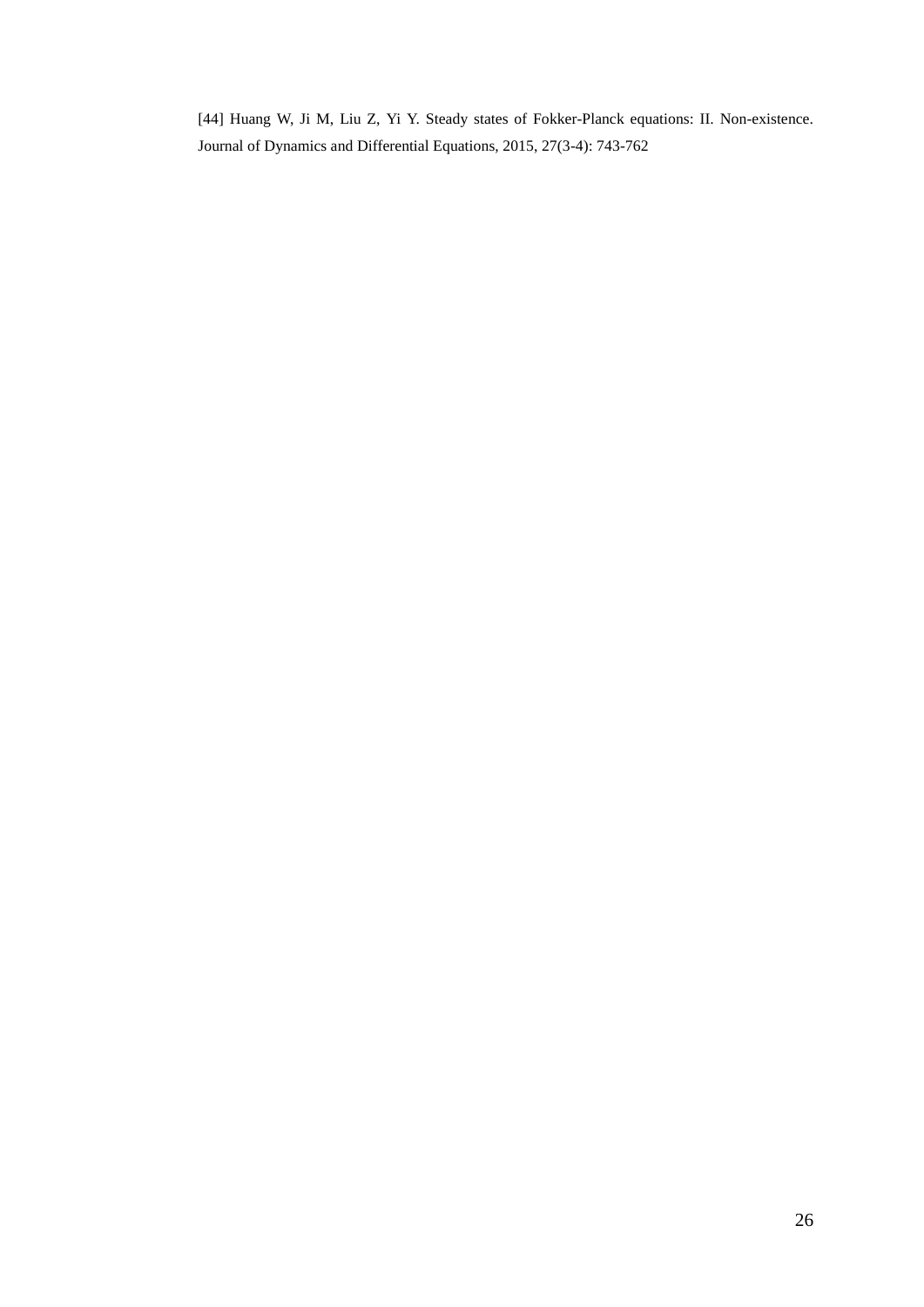[44] Huang W, Ji M, Liu Z, Yi Y. Steady states of Fokker-Planck equations: II. Non-existence. Journal of Dynamics and Differential Equations, 2015, 27(3-4): 743-762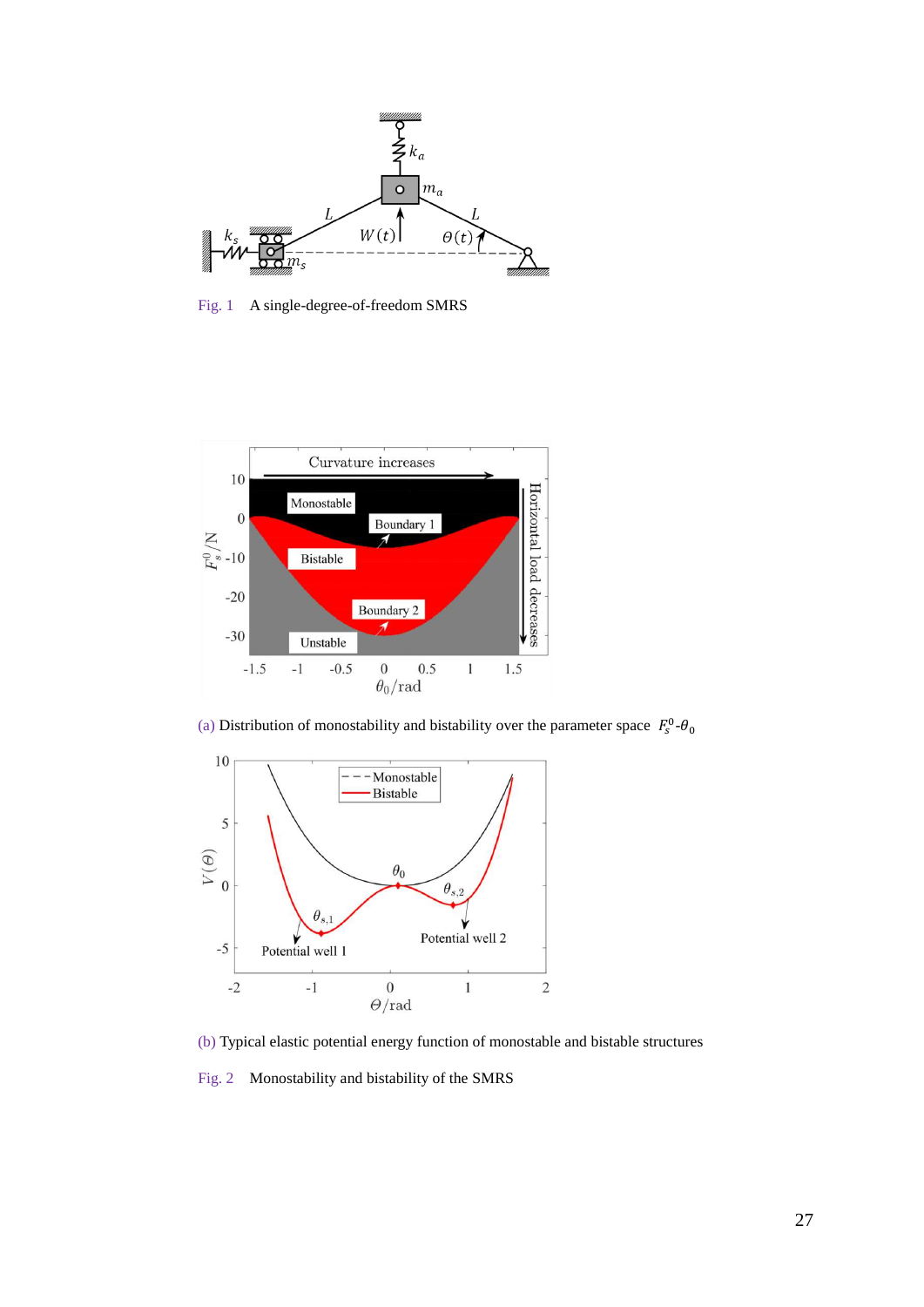Fig. 1 A single-degree-of-freedom SMRS

(a) Distribution of monostability and bistability over the parameter space $F_s^0$-$\theta_0$

(b) Typical elastic potential energy function of monostable and bistable structures

Fig. 2 Monostability and bistability of the SMRS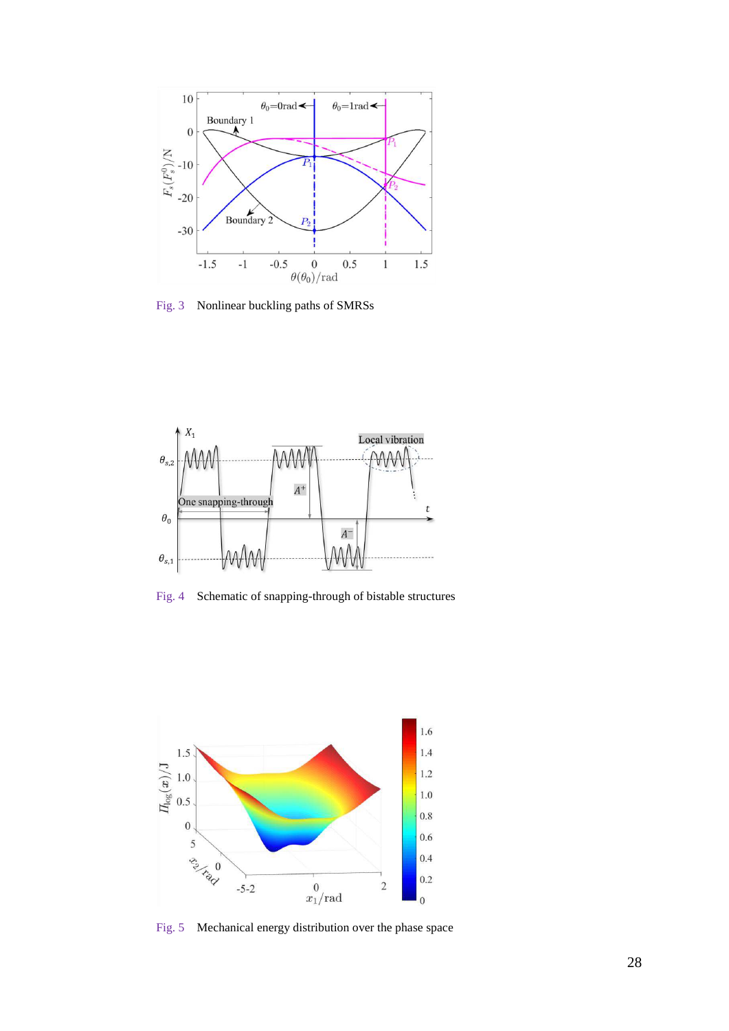Fig. 3 Nonlinear buckling paths of SMRSs

Fig. 4 Schematic of snapping-through of bistable structures

Fig. 5 Mechanical energy distribution over the phase space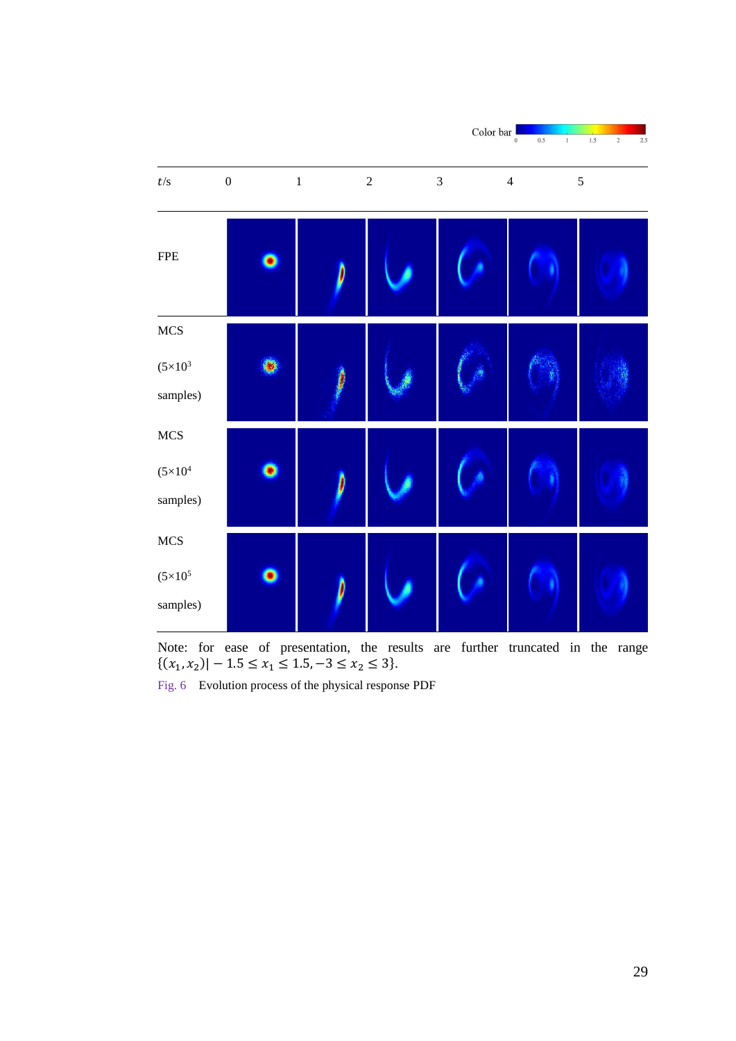Color bar 0 0.5 1 1.5 2 2.5

| $t$/s | 0 | 1 | 2 | 3 | 4 | 5 |
|---|---|---|---|---|---|---|
| FPE | | | | | | |
| MCS ($5\times10^3$ samples) | | | | | | |
| MCS ($5\times10^4$ samples) | | | | | | |
| MCS ($5\times10^5$ samples) | | | | | | |

Note: for ease of presentation, the results are further truncated in the range $\{(x_1, x_2)| -1.5 \leq x_1 \leq 1.5, -3 \leq x_2 \leq 3\}$.

Fig. 6 Evolution process of the physical response PDF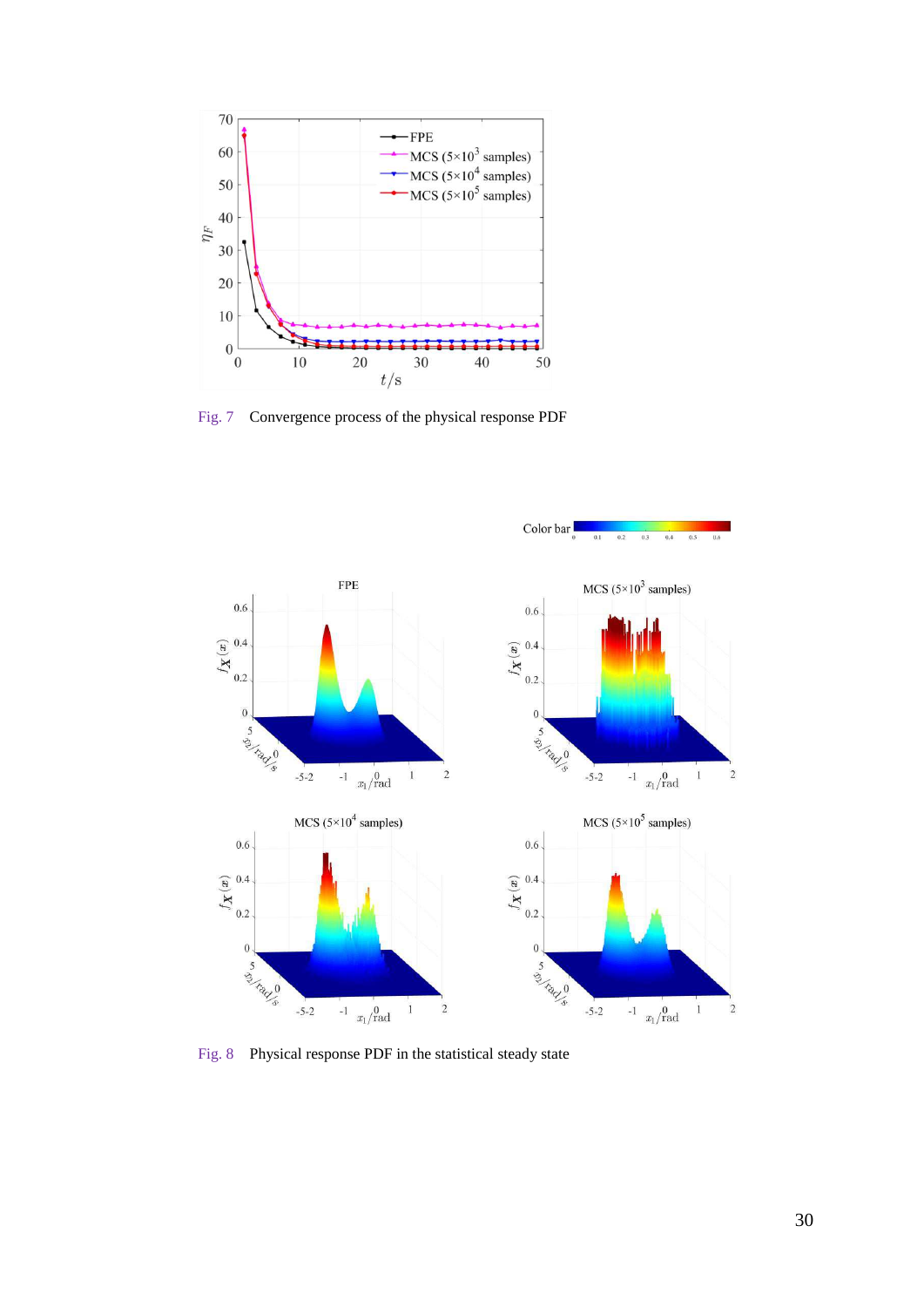Fig. 7 Convergence process of the physical response PDF

Fig. 8 Physical response PDF in the statistical steady state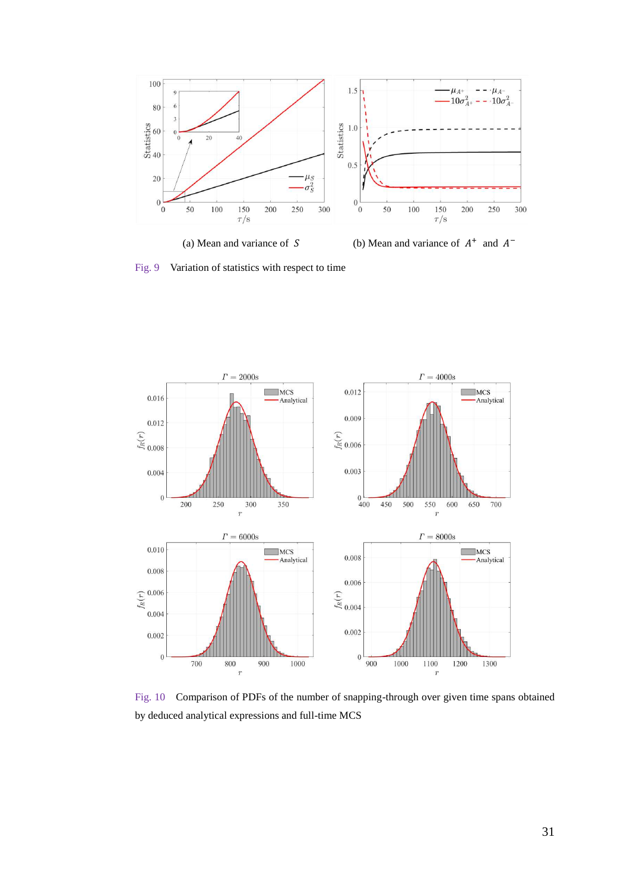(a) Mean and variance of $S$

(b) Mean and variance of $A^+$ and $A^-$

Fig. 9 Variation of statistics with respect to time

Fig. 10 Comparison of PDFs of the number of snapping-through over given time spans obtained by deduced analytical expressions and full-time MCS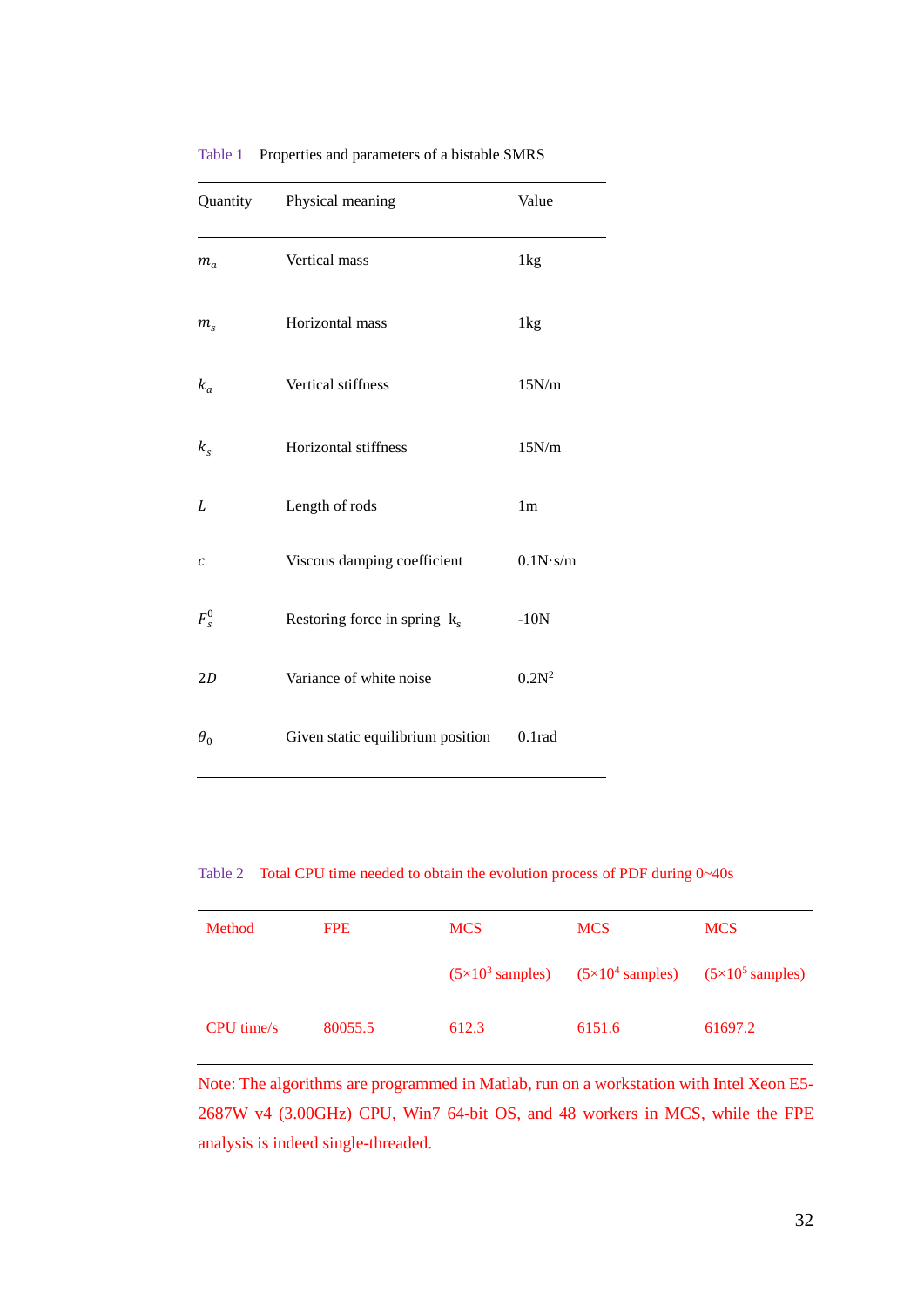Table 1 Properties and parameters of a bistable SMRS

| Quantity | Physical meaning | Value |
|---|---|---|
| $m_a$ | Vertical mass | 1kg |
| $m_s$ | Horizontal mass | 1kg |
| $k_a$ | Vertical stiffness | 15N/m |
| $k_s$ | Horizontal stiffness | 15N/m |
| $L$ | Length of rods | 1m |
| $c$ | Viscous damping coefficient | 0.1N·s/m |
| $F_s^0$ | Restoring force in spring $k_s$ | -10N |
| $2D$ | Variance of white noise | $0.2N^2$ |
| $\theta_0$ | Given static equilibrium position | 0.1rad |

Table 2 Total CPU time needed to obtain the evolution process of PDF during 0~40s

| Method | FPE | MCS ($5\times10^3$ samples) | MCS ($5\times10^4$ samples) | MCS ($5\times10^5$ samples) |
|---|---|---|---|---|
| CPU time/s | 80055.5 | 612.3 | 6151.6 | 61697.2 |

Note: The algorithms are programmed in Matlab, run on a workstation with Intel Xeon E5-2687W v4 (3.00GHz) CPU, Win7 64-bit OS, and 48 workers in MCS, while the FPE analysis is indeed single-threaded.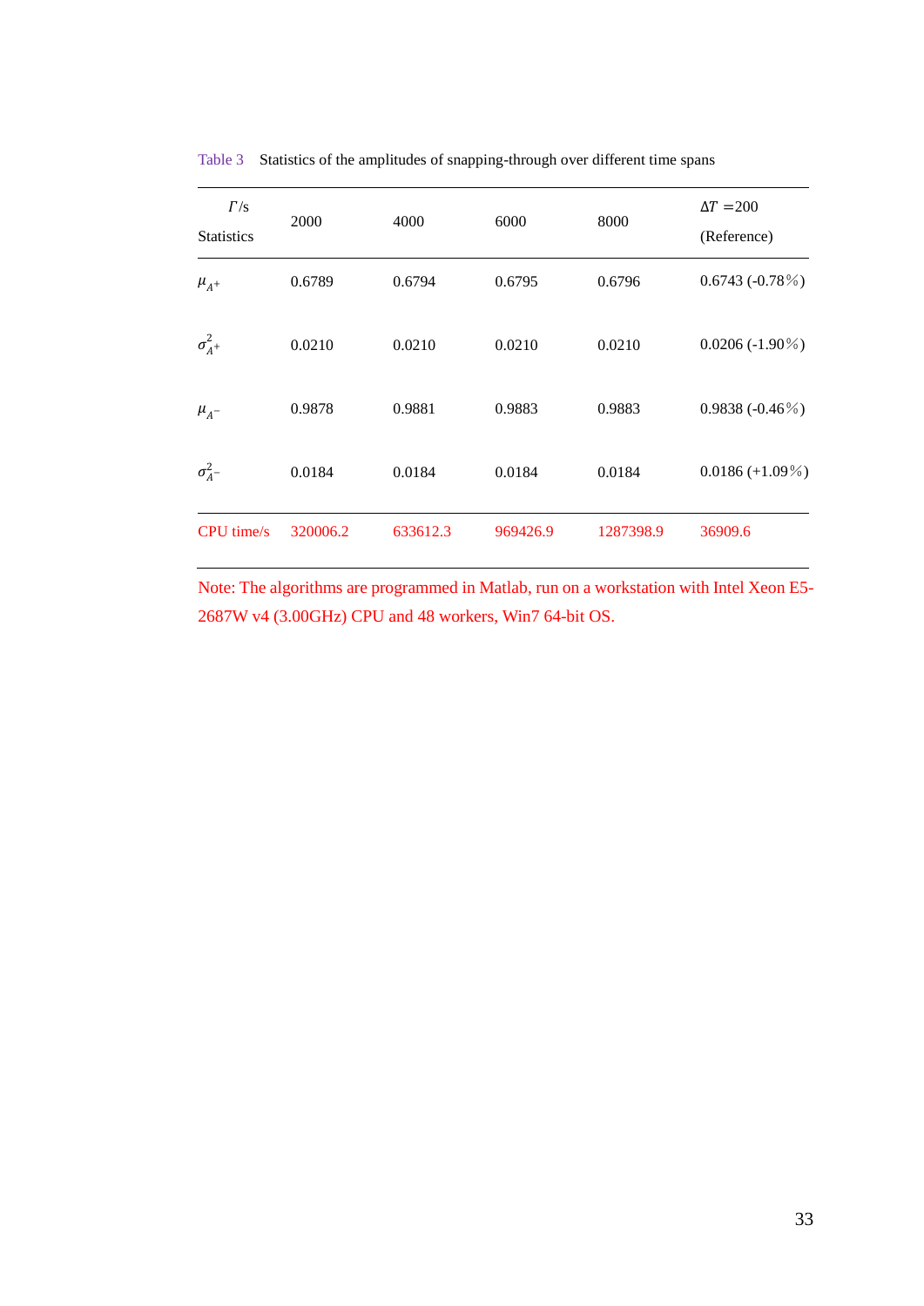Table 3 Statistics of the amplitudes of snapping-through over different time spans

| $\Gamma$/s<br>Statistics | 2000 | 4000 | 6000 | 8000 | $\Delta T$ =200<br>(Reference) |
|---|---|---|---|---|---|
| $\mu_{A^+}$ | 0.6789 | 0.6794 | 0.6795 | 0.6796 | 0.6743 (-0.78%) |
| $\sigma^2_{A^+}$ | 0.0210 | 0.0210 | 0.0210 | 0.0210 | 0.0206 (-1.90%) |
| $\mu_{A^-}$ | 0.9878 | 0.9881 | 0.9883 | 0.9883 | 0.9838 (-0.46%) |
| $\sigma^2_{A^-}$ | 0.0184 | 0.0184 | 0.0184 | 0.0184 | 0.0186 (+1.09%) |
| CPU time/s | 320006.2 | 633612.3 | 969426.9 | 1287398.9 | 36909.6 |

Note: The algorithms are programmed in Matlab, run on a workstation with Intel Xeon E5-2687W v4 (3.00GHz) CPU and 48 workers, Win7 64-bit OS.